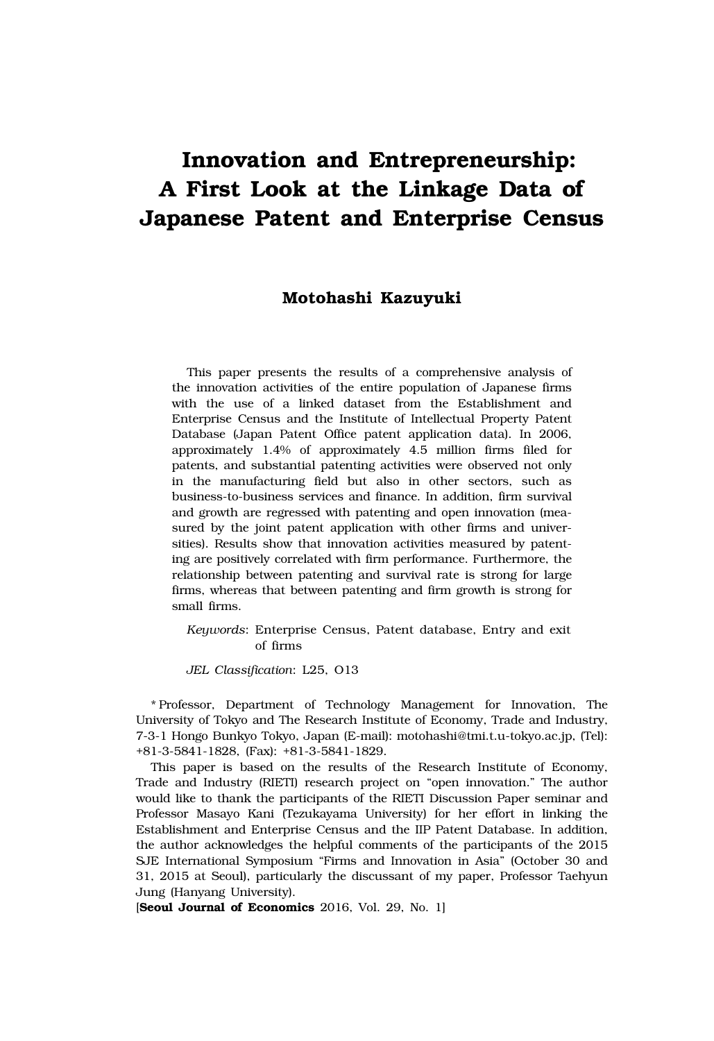# Innovation and Entrepreneurship: A First Look at the Linkage Data of Japanese Patent and Enterprise Census

**Motohashi Kazuyuki**

This paper presents the results of a comprehensive analysis of the innovation activities of the entire population of Japanese firms with the use of a linked dataset from the Establishment and Enterprise Census and the Institute of Intellectual Property Patent Database (Japan Patent Office patent application data). In 2006, approximately 1.4% of approximately 4.5 million firms filed for patents, and substantial patenting activities were observed not only in the manufacturing field but also in other sectors, such as business-to-business services and finance. In addition, firm survival and growth are regressed with patenting and open innovation (measured by the joint patent application with other firms and universities). Results show that innovation activities measured by patenting are positively correlated with firm performance. Furthermore, the relationship between patenting and survival rate is strong for large firms, whereas that between patenting and firm growth is strong for small firms.

*Keywords*: Enterprise Census, Patent database, Entry and exit of firms

*JEL Classification*: L25, O13

* Professor, Department of Technology Management for Innovation, The University of Tokyo and The Research Institute of Economy, Trade and Industry, 7-3-1 Hongo Bunkyo Tokyo, Japan (E-mail): motohashi@tmi.t.u-tokyo.ac.jp, (Tel): +81-3-5841-1828, (Fax): +81-3-5841-1829.

This paper is based on the results of the Research Institute of Economy, Trade and Industry (RIETI) research project on "open innovation." The author would like to thank the participants of the RIETI Discussion Paper seminar and Professor Masayo Kani (Tezukayama University) for her effort in linking the Establishment and Enterprise Census and the IIP Patent Database. In addition, the author acknowledges the helpful comments of the participants of the 2015 SJE International Symposium "Firms and Innovation in Asia" (October 30 and 31, 2015 at Seoul), particularly the discussant of my paper, Professor Taehyun Jung (Hanyang University).

[**Seoul Journal of Economics** 2016, Vol. 29, No. 1]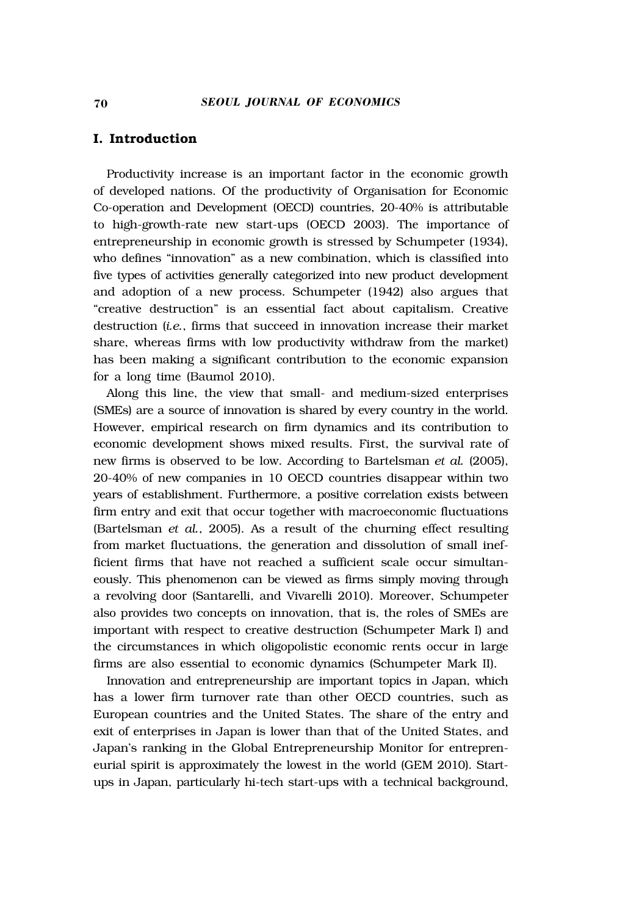## I. Introduction

Productivity increase is an important factor in the economic growth of developed nations. Of the productivity of Organisation for Economic Co-operation and Development (OECD) countries, 20-40% is attributable to high-growth-rate new start-ups (OECD 2003). The importance of entrepreneurship in economic growth is stressed by Schumpeter (1934), who defines "innovation" as a new combination, which is classified into five types of activities generally categorized into new product development and adoption of a new process. Schumpeter (1942) also argues that "creative destruction" is an essential fact about capitalism. Creative destruction (*i.e.*, firms that succeed in innovation increase their market share, whereas firms with low productivity withdraw from the market) has been making a significant contribution to the economic expansion for a long time (Baumol 2010).

Along this line, the view that small- and medium-sized enterprises (SMEs) are a source of innovation is shared by every country in the world. However, empirical research on firm dynamics and its contribution to economic development shows mixed results. First, the survival rate of new firms is observed to be low. According to Bartelsman *et al.* (2005), 20-40% of new companies in 10 OECD countries disappear within two years of establishment. Furthermore, a positive correlation exists between firm entry and exit that occur together with macroeconomic fluctuations (Bartelsman *et al.*, 2005). As a result of the churning effect resulting from market fluctuations, the generation and dissolution of small inefficient firms that have not reached a sufficient scale occur simultaneously. This phenomenon can be viewed as firms simply moving through a revolving door (Santarelli, and Vivarelli 2010). Moreover, Schumpeter also provides two concepts on innovation, that is, the roles of SMEs are important with respect to creative destruction (Schumpeter Mark I) and the circumstances in which oligopolistic economic rents occur in large firms are also essential to economic dynamics (Schumpeter Mark II).

Innovation and entrepreneurship are important topics in Japan, which has a lower firm turnover rate than other OECD countries, such as European countries and the United States. The share of the entry and exit of enterprises in Japan is lower than that of the United States, and Japan's ranking in the Global Entrepreneurship Monitor for entrepreneurial spirit is approximately the lowest in the world (GEM 2010). Start-ups in Japan, particularly hi-tech start-ups with a technical background,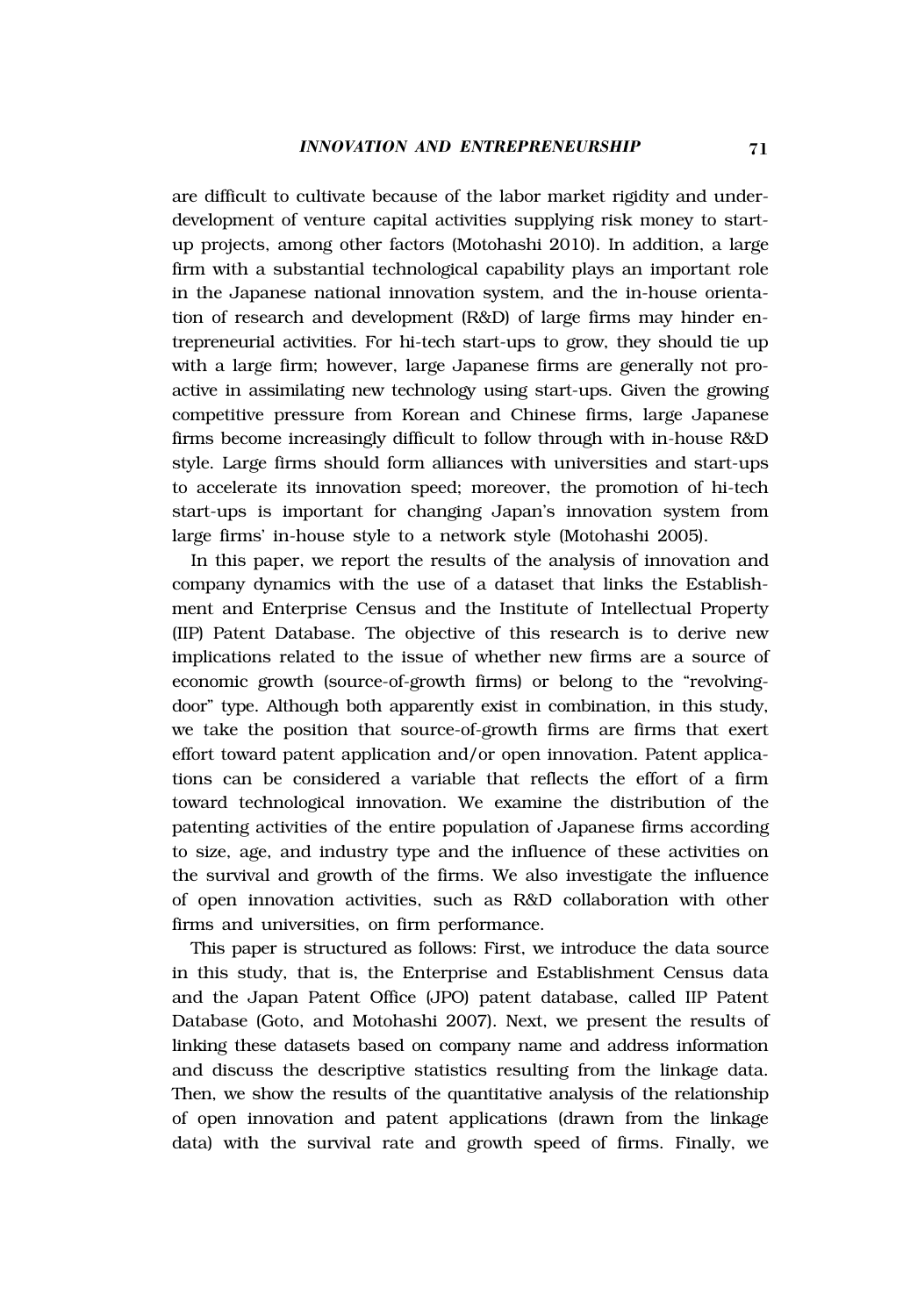are difficult to cultivate because of the labor market rigidity and underdevelopment of venture capital activities supplying risk money to start-up projects, among other factors (Motohashi 2010). In addition, a large firm with a substantial technological capability plays an important role in the Japanese national innovation system, and the in-house orientation of research and development (R&D) of large firms may hinder entrepreneurial activities. For hi-tech start-ups to grow, they should tie up with a large firm; however, large Japanese firms are generally not proactive in assimilating new technology using start-ups. Given the growing competitive pressure from Korean and Chinese firms, large Japanese firms become increasingly difficult to follow through with in-house R&D style. Large firms should form alliances with universities and start-ups to accelerate its innovation speed; moreover, the promotion of hi-tech start-ups is important for changing Japan's innovation system from large firms' in-house style to a network style (Motohashi 2005).

In this paper, we report the results of the analysis of innovation and company dynamics with the use of a dataset that links the Establishment and Enterprise Census and the Institute of Intellectual Property (IIP) Patent Database. The objective of this research is to derive new implications related to the issue of whether new firms are a source of economic growth (source-of-growth firms) or belong to the "revolving-door" type. Although both apparently exist in combination, in this study, we take the position that source-of-growth firms are firms that exert effort toward patent application and/or open innovation. Patent applications can be considered a variable that reflects the effort of a firm toward technological innovation. We examine the distribution of the patenting activities of the entire population of Japanese firms according to size, age, and industry type and the influence of these activities on the survival and growth of the firms. We also investigate the influence of open innovation activities, such as R&D collaboration with other firms and universities, on firm performance.

This paper is structured as follows: First, we introduce the data source in this study, that is, the Enterprise and Establishment Census data and the Japan Patent Office (JPO) patent database, called IIP Patent Database (Goto, and Motohashi 2007). Next, we present the results of linking these datasets based on company name and address information and discuss the descriptive statistics resulting from the linkage data. Then, we show the results of the quantitative analysis of the relationship of open innovation and patent applications (drawn from the linkage data) with the survival rate and growth speed of firms. Finally, we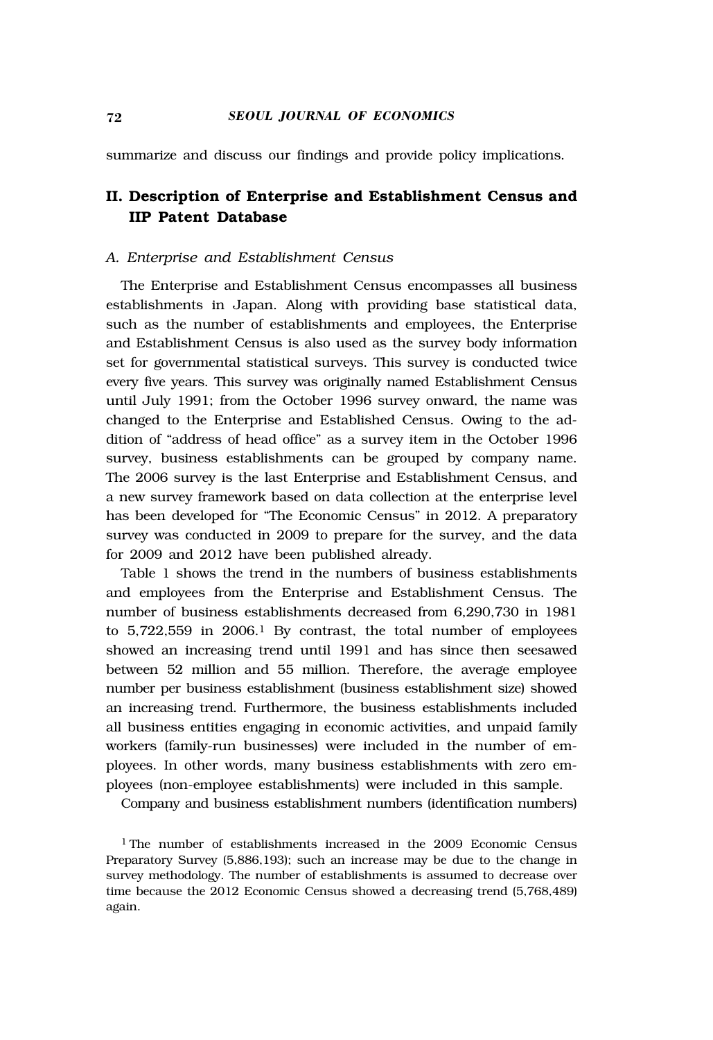summarize and discuss our findings and provide policy implications.

## II. Description of Enterprise and Establishment Census and IIP Patent Database

### *A. Enterprise and Establishment Census*

The Enterprise and Establishment Census encompasses all business establishments in Japan. Along with providing base statistical data, such as the number of establishments and employees, the Enterprise and Establishment Census is also used as the survey body information set for governmental statistical surveys. This survey is conducted twice every five years. This survey was originally named Establishment Census until July 1991; from the October 1996 survey onward, the name was changed to the Enterprise and Established Census. Owing to the addition of "address of head office" as a survey item in the October 1996 survey, business establishments can be grouped by company name. The 2006 survey is the last Enterprise and Establishment Census, and a new survey framework based on data collection at the enterprise level has been developed for "The Economic Census" in 2012. A preparatory survey was conducted in 2009 to prepare for the survey, and the data for 2009 and 2012 have been published already.

Table 1 shows the trend in the numbers of business establishments and employees from the Enterprise and Establishment Census. The number of business establishments decreased from 6,290,730 in 1981 to 5,722,559 in 2006.[1] By contrast, the total number of employees showed an increasing trend until 1991 and has since then seesawed between 52 million and 55 million. Therefore, the average employee number per business establishment (business establishment size) showed an increasing trend. Furthermore, the business establishments included all business entities engaging in economic activities, and unpaid family workers (family-run businesses) were included in the number of employees. In other words, many business establishments with zero employees (non-employee establishments) were included in this sample.

Company and business establishment numbers (identification numbers)

[1] The number of establishments increased in the 2009 Economic Census Preparatory Survey (5,886,193); such an increase may be due to the change in survey methodology. The number of establishments is assumed to decrease over time because the 2012 Economic Census showed a decreasing trend (5,768,489) again.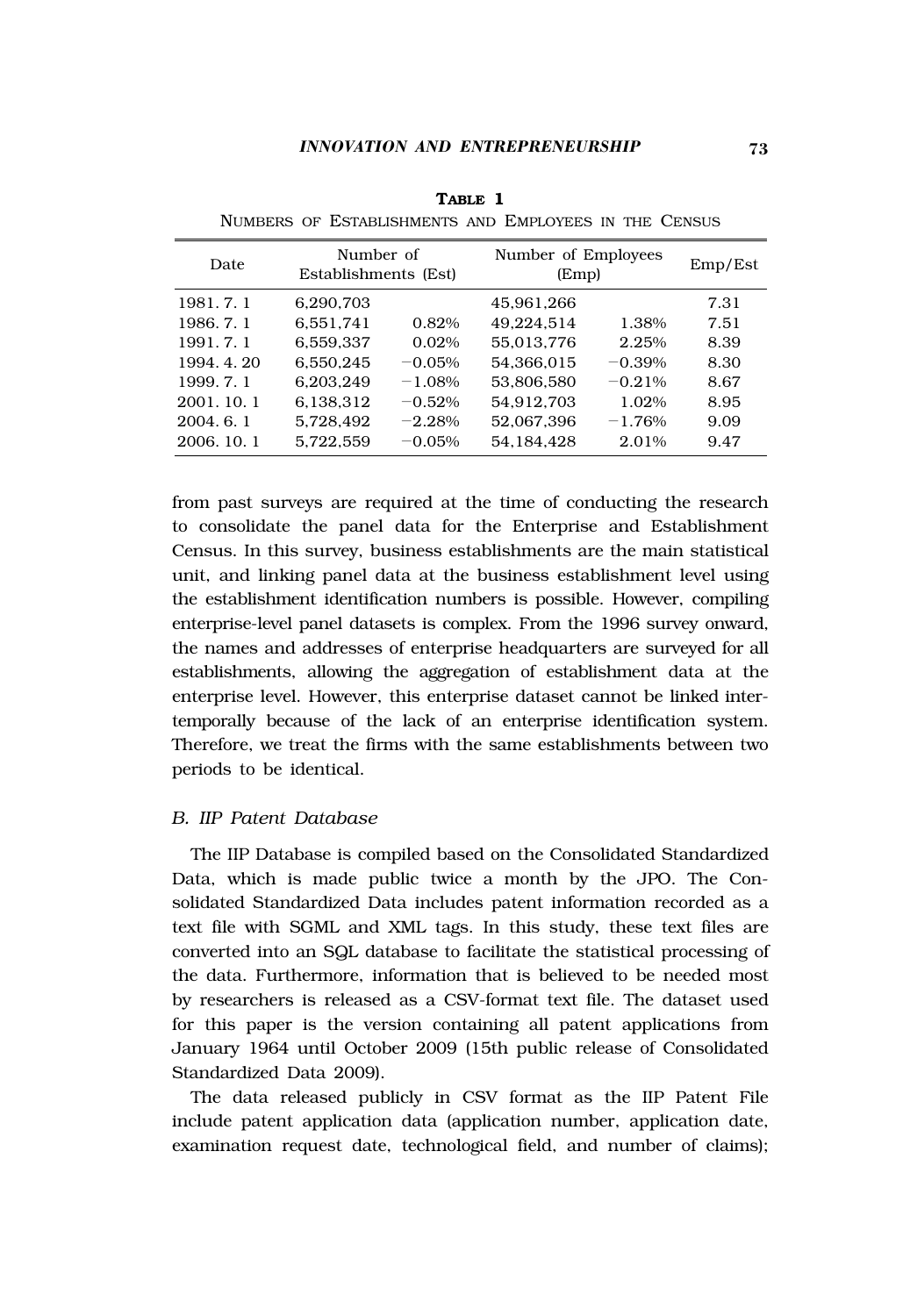**Table 1**

Numbers of Establishments and Employees in the Census

| Date | Number of Establishments (Est) | | Number of Employees (Emp) | | Emp/Est |
|---|---|---|---|---|---|
| 1981. 7. 1 | 6,290,703 | | 45,961,266 | | 7.31 |
| 1986. 7. 1 | 6,551,741 | 0.82% | 49,224,514 | 1.38% | 7.51 |
| 1991. 7. 1 | 6,559,337 | 0.02% | 55,013,776 | 2.25% | 8.39 |
| 1994. 4. 20 | 6,550,245 | −0.05% | 54,366,015 | −0.39% | 8.30 |
| 1999. 7. 1 | 6,203,249 | −1.08% | 53,806,580 | −0.21% | 8.67 |
| 2001. 10. 1 | 6,138,312 | −0.52% | 54,912,703 | 1.02% | 8.95 |
| 2004. 6. 1 | 5,728,492 | −2.28% | 52,067,396 | −1.76% | 9.09 |
| 2006. 10. 1 | 5,722,559 | −0.05% | 54,184,428 | 2.01% | 9.47 |

from past surveys are required at the time of conducting the research to consolidate the panel data for the Enterprise and Establishment Census. In this survey, business establishments are the main statistical unit, and linking panel data at the business establishment level using the establishment identification numbers is possible. However, compiling enterprise-level panel datasets is complex. From the 1996 survey onward, the names and addresses of enterprise headquarters are surveyed for all establishments, allowing the aggregation of establishment data at the enterprise level. However, this enterprise dataset cannot be linked intertemporally because of the lack of an enterprise identification system. Therefore, we treat the firms with the same establishments between two periods to be identical.

### *B. IIP Patent Database*

The IIP Database is compiled based on the Consolidated Standardized Data, which is made public twice a month by the JPO. The Consolidated Standardized Data includes patent information recorded as a text file with SGML and XML tags. In this study, these text files are converted into an SQL database to facilitate the statistical processing of the data. Furthermore, information that is believed to be needed most by researchers is released as a CSV-format text file. The dataset used for this paper is the version containing all patent applications from January 1964 until October 2009 (15th public release of Consolidated Standardized Data 2009).

The data released publicly in CSV format as the IIP Patent File include patent application data (application number, application date, examination request date, technological field, and number of claims);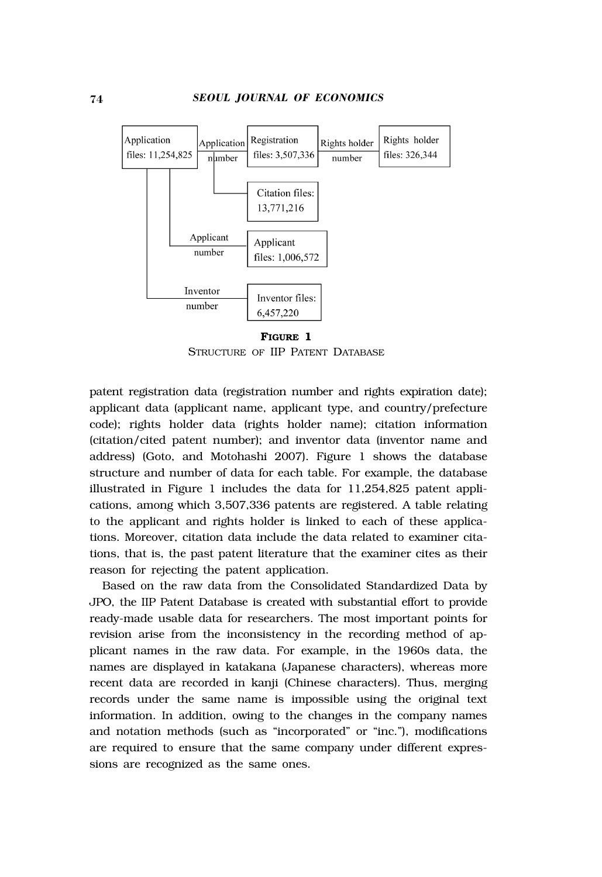| Application files: 11,254,825 | Application number | Registration files: 3,507,336 | Rights holder number | Rights holder files: 326,344 |
|---|---|---|---|---|
| | Application number | Citation files: 13,771,216 | | |
| | Applicant number | Applicant files: 1,006,572 | | |
| | Inventor number | Inventor files: 6,457,220 | | |

**FIGURE 1**
STRUCTURE OF IIP PATENT DATABASE

patent registration data (registration number and rights expiration date); applicant data (applicant name, applicant type, and country/prefecture code); rights holder data (rights holder name); citation information (citation/cited patent number); and inventor data (inventor name and address) (Goto, and Motohashi 2007). Figure 1 shows the database structure and number of data for each table. For example, the database illustrated in Figure 1 includes the data for 11,254,825 patent applications, among which 3,507,336 patents are registered. A table relating to the applicant and rights holder is linked to each of these applications. Moreover, citation data include the data related to examiner citations, that is, the past patent literature that the examiner cites as their reason for rejecting the patent application.

Based on the raw data from the Consolidated Standardized Data by JPO, the IIP Patent Database is created with substantial effort to provide ready-made usable data for researchers. The most important points for revision arise from the inconsistency in the recording method of applicant names in the raw data. For example, in the 1960s data, the names are displayed in katakana (Japanese characters), whereas more recent data are recorded in kanji (Chinese characters). Thus, merging records under the same name is impossible using the original text information. In addition, owing to the changes in the company names and notation methods (such as "incorporated" or "inc."), modifications are required to ensure that the same company under different expressions are recognized as the same ones.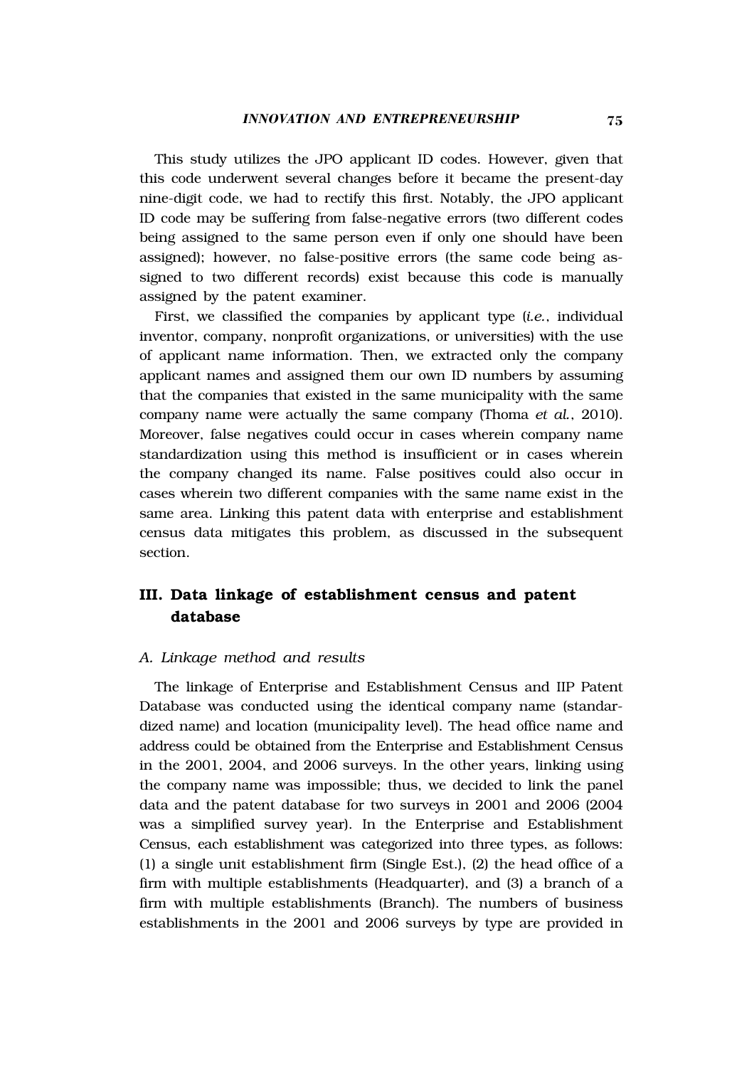This study utilizes the JPO applicant ID codes. However, given that this code underwent several changes before it became the present-day nine-digit code, we had to rectify this first. Notably, the JPO applicant ID code may be suffering from false-negative errors (two different codes being assigned to the same person even if only one should have been assigned); however, no false-positive errors (the same code being assigned to two different records) exist because this code is manually assigned by the patent examiner.

First, we classified the companies by applicant type (*i.e.*, individual inventor, company, nonprofit organizations, or universities) with the use of applicant name information. Then, we extracted only the company applicant names and assigned them our own ID numbers by assuming that the companies that existed in the same municipality with the same company name were actually the same company (Thoma *et al.*, 2010). Moreover, false negatives could occur in cases wherein company name standardization using this method is insufficient or in cases wherein the company changed its name. False positives could also occur in cases wherein two different companies with the same name exist in the same area. Linking this patent data with enterprise and establishment census data mitigates this problem, as discussed in the subsequent section.

## III. Data linkage of establishment census and patent database

### A. Linkage method and results

The linkage of Enterprise and Establishment Census and IIP Patent Database was conducted using the identical company name (standardized name) and location (municipality level). The head office name and address could be obtained from the Enterprise and Establishment Census in the 2001, 2004, and 2006 surveys. In the other years, linking using the company name was impossible; thus, we decided to link the panel data and the patent database for two surveys in 2001 and 2006 (2004 was a simplified survey year). In the Enterprise and Establishment Census, each establishment was categorized into three types, as follows: (1) a single unit establishment firm (Single Est.), (2) the head office of a firm with multiple establishments (Headquarter), and (3) a branch of a firm with multiple establishments (Branch). The numbers of business establishments in the 2001 and 2006 surveys by type are provided in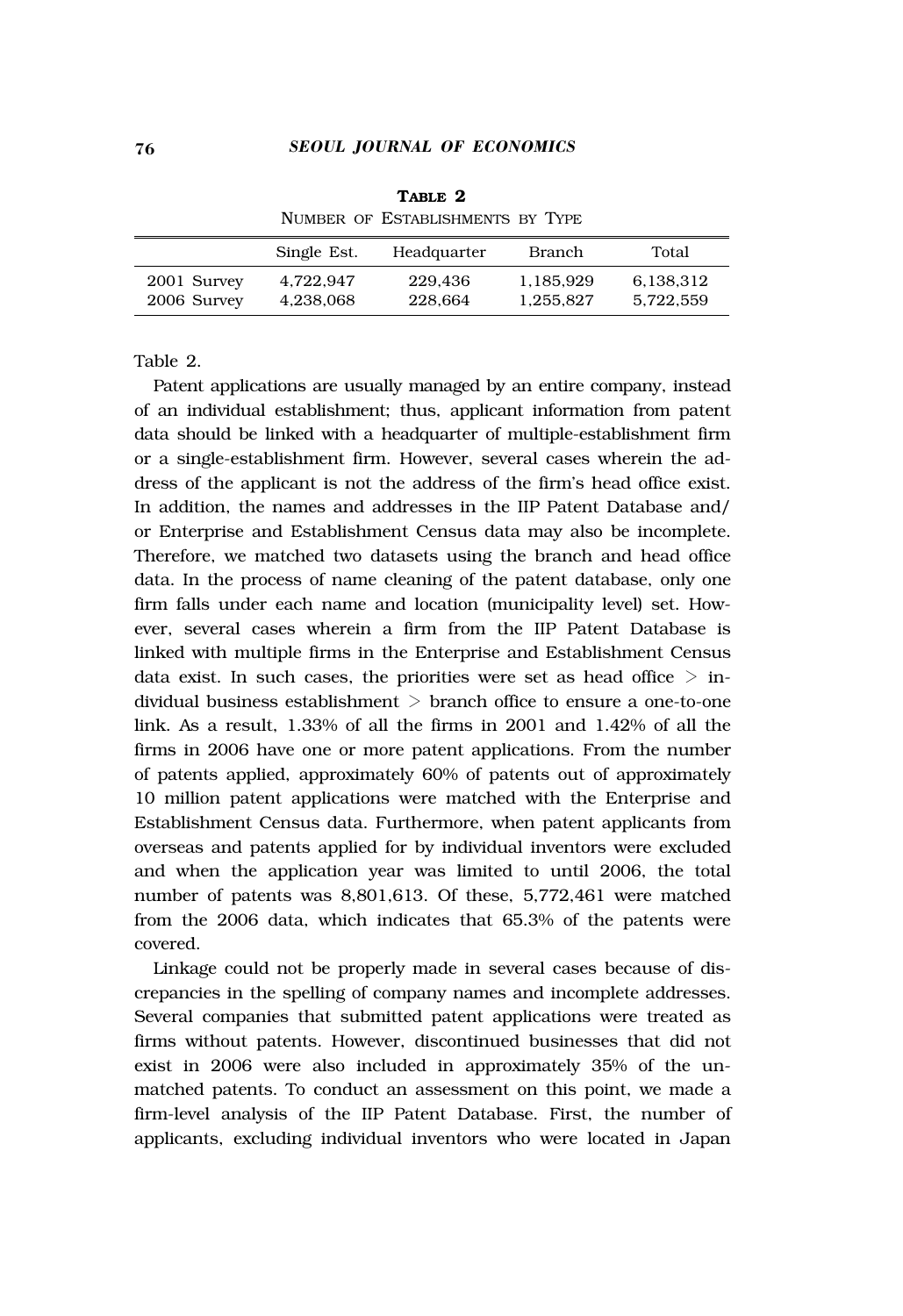**Table 2**

Number of Establishments by Type

| | Single Est. | Headquarter | Branch | Total |
|---|---|---|---|---|
| 2001 Survey | 4,722,947 | 229,436 | 1,185,929 | 6,138,312 |
| 2006 Survey | 4,238,068 | 228,664 | 1,255,827 | 5,722,559 |

Table 2.

Patent applications are usually managed by an entire company, instead of an individual establishment; thus, applicant information from patent data should be linked with a headquarter of multiple-establishment firm or a single-establishment firm. However, several cases wherein the address of the applicant is not the address of the firm's head office exist. In addition, the names and addresses in the IIP Patent Database and/or Enterprise and Establishment Census data may also be incomplete. Therefore, we matched two datasets using the branch and head office data. In the process of name cleaning of the patent database, only one firm falls under each name and location (municipality level) set. However, several cases wherein a firm from the IIP Patent Database is linked with multiple firms in the Enterprise and Establishment Census data exist. In such cases, the priorities were set as head office > individual business establishment > branch office to ensure a one-to-one link. As a result, 1.33% of all the firms in 2001 and 1.42% of all the firms in 2006 have one or more patent applications. From the number of patents applied, approximately 60% of patents out of approximately 10 million patent applications were matched with the Enterprise and Establishment Census data. Furthermore, when patent applicants from overseas and patents applied for by individual inventors were excluded and when the application year was limited to until 2006, the total number of patents was 8,801,613. Of these, 5,772,461 were matched from the 2006 data, which indicates that 65.3% of the patents were covered.

Linkage could not be properly made in several cases because of discrepancies in the spelling of company names and incomplete addresses. Several companies that submitted patent applications were treated as firms without patents. However, discontinued businesses that did not exist in 2006 were also included in approximately 35% of the unmatched patents. To conduct an assessment on this point, we made a firm-level analysis of the IIP Patent Database. First, the number of applicants, excluding individual inventors who were located in Japan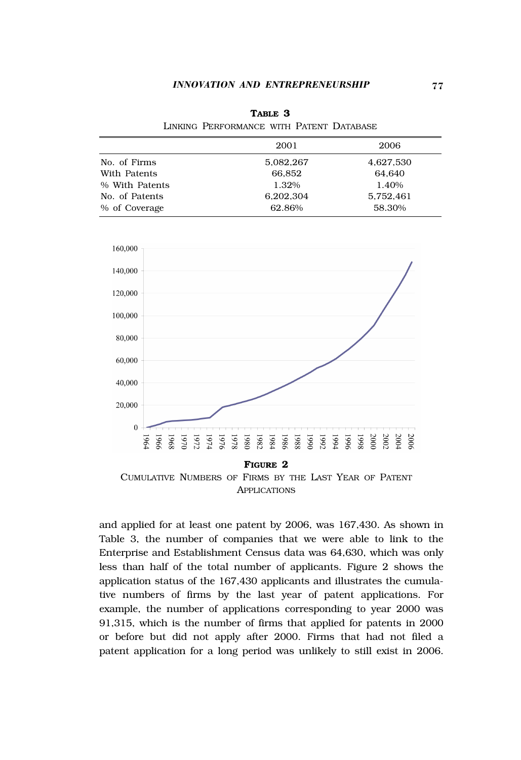**TABLE 3**

LINKING PERFORMANCE WITH PATENT DATABASE

| | 2001 | 2006 |
|---|---|---|
| No. of Firms | 5,082,267 | 4,627,530 |
| With Patents | 66,852 | 64,640 |
| % With Patents | 1.32% | 1.40% |
| No. of Patents | 6,202,304 | 5,752,461 |
| % of Coverage | 62.86% | 58.30% |

**FIGURE 2**

CUMULATIVE NUMBERS OF FIRMS BY THE LAST YEAR OF PATENT APPLICATIONS

and applied for at least one patent by 2006, was 167,430. As shown in Table 3, the number of companies that we were able to link to the Enterprise and Establishment Census data was 64,630, which was only less than half of the total number of applicants. Figure 2 shows the application status of the 167,430 applicants and illustrates the cumulative numbers of firms by the last year of patent applications. For example, the number of applications corresponding to year 2000 was 91,315, which is the number of firms that applied for patents in 2000 or before but did not apply after 2000. Firms that had not filed a patent application for a long period was unlikely to still exist in 2006.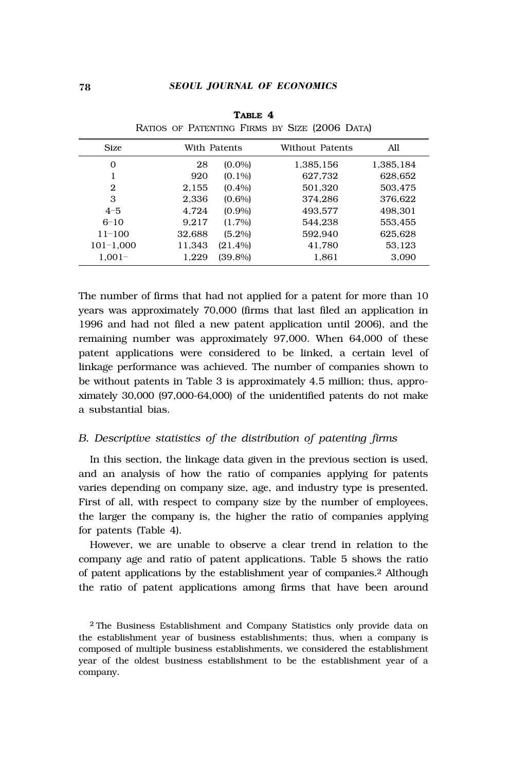**TABLE 4**
RATIOS OF PATENTING FIRMS BY SIZE (2006 DATA)

| Size | With Patents | | Without Patents | All |
|---|---|---|---|---|
| 0 | 28 | (0.0%) | 1,385,156 | 1,385,184 |
| 1 | 920 | (0.1%) | 627,732 | 628,652 |
| 2 | 2,155 | (0.4%) | 501,320 | 503,475 |
| 3 | 2,336 | (0.6%) | 374,286 | 376,622 |
| 4–5 | 4,724 | (0.9%) | 493,577 | 498,301 |
| 6–10 | 9,217 | (1.7%) | 544,238 | 553,455 |
| 11–100 | 32,688 | (5.2%) | 592,940 | 625,628 |
| 101–1,000 | 11,343 | (21.4%) | 41,780 | 53,123 |
| 1,001– | 1,229 | (39.8%) | 1,861 | 3,090 |

The number of firms that had not applied for a patent for more than 10 years was approximately 70,000 (firms that last filed an application in 1996 and had not filed a new patent application until 2006), and the remaining number was approximately 97,000. When 64,000 of these patent applications were considered to be linked, a certain level of linkage performance was achieved. The number of companies shown to be without patents in Table 3 is approximately 4.5 million; thus, approximately 30,000 (97,000-64,000) of the unidentified patents do not make a substantial bias.

### *B. Descriptive statistics of the distribution of patenting firms*

In this section, the linkage data given in the previous section is used, and an analysis of how the ratio of companies applying for patents varies depending on company size, age, and industry type is presented. First of all, with respect to company size by the number of employees, the larger the company is, the higher the ratio of companies applying for patents (Table 4).

However, we are unable to observe a clear trend in relation to the company age and ratio of patent applications. Table 5 shows the ratio of patent applications by the establishment year of companies.[2] Although the ratio of patent applications among firms that have been around

[2] The Business Establishment and Company Statistics only provide data on the establishment year of business establishments; thus, when a company is composed of multiple business establishments, we considered the establishment year of the oldest business establishment to be the establishment year of a company.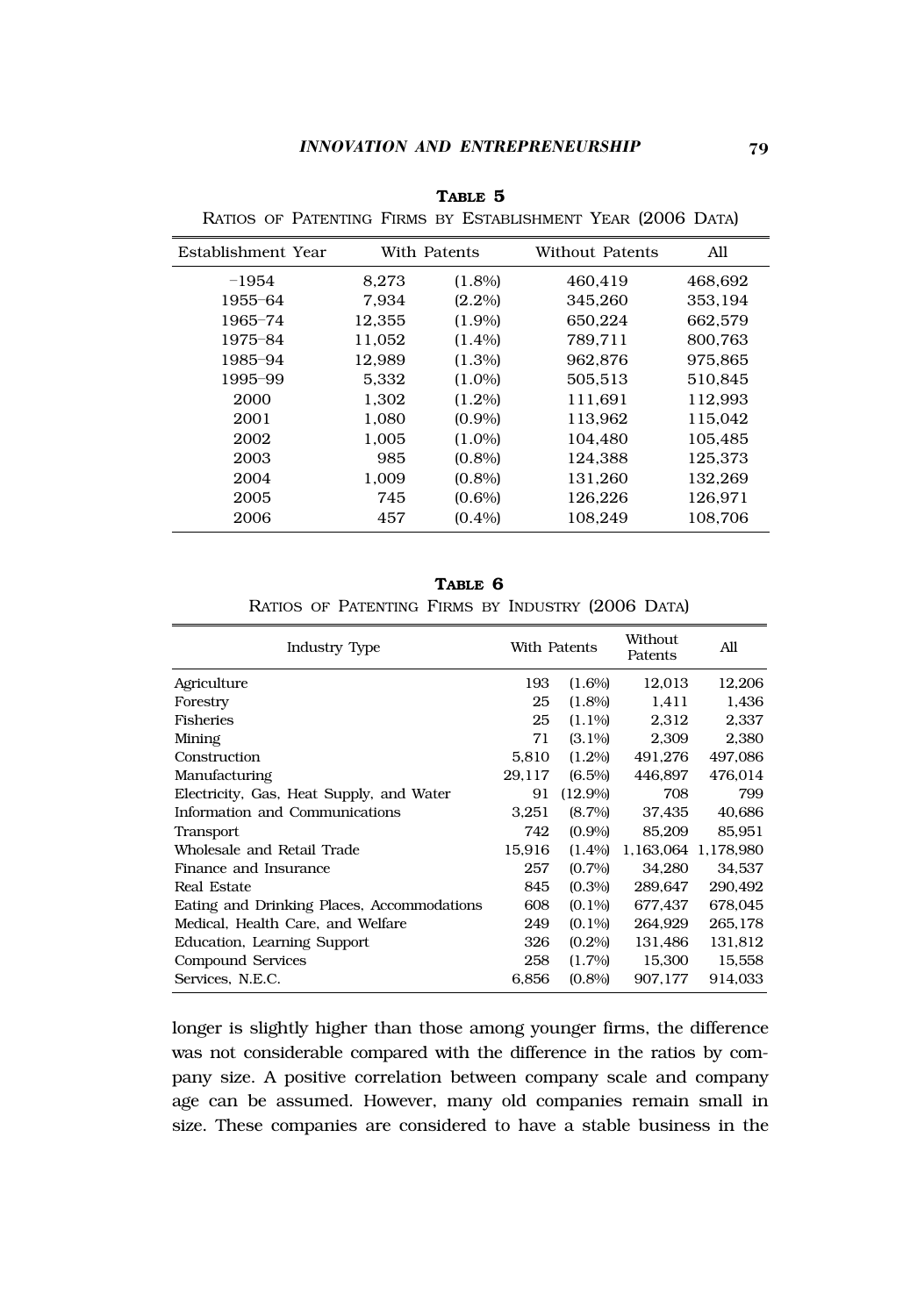**TABLE 5**

RATIOS OF PATENTING FIRMS BY ESTABLISHMENT YEAR (2006 DATA)

| Establishment Year | With Patents | | Without Patents | All |
|---|---|---|---|---|
| –1954 | 8,273 | (1.8%) | 460,419 | 468,692 |
| 1955–64 | 7,934 | (2.2%) | 345,260 | 353,194 |
| 1965–74 | 12,355 | (1.9%) | 650,224 | 662,579 |
| 1975–84 | 11,052 | (1.4%) | 789,711 | 800,763 |
| 1985–94 | 12,989 | (1.3%) | 962,876 | 975,865 |
| 1995–99 | 5,332 | (1.0%) | 505,513 | 510,845 |
| 2000 | 1,302 | (1.2%) | 111,691 | 112,993 |
| 2001 | 1,080 | (0.9%) | 113,962 | 115,042 |
| 2002 | 1,005 | (1.0%) | 104,480 | 105,485 |
| 2003 | 985 | (0.8%) | 124,388 | 125,373 |
| 2004 | 1,009 | (0.8%) | 131,260 | 132,269 |
| 2005 | 745 | (0.6%) | 126,226 | 126,971 |
| 2006 | 457 | (0.4%) | 108,249 | 108,706 |

**TABLE 6**

RATIOS OF PATENTING FIRMS BY INDUSTRY (2006 DATA)

| Industry Type | With Patents | | Without Patents | All |
|---|---|---|---|---|
| Agriculture | 193 | (1.6%) | 12,013 | 12,206 |
| Forestry | 25 | (1.8%) | 1,411 | 1,436 |
| Fisheries | 25 | (1.1%) | 2,312 | 2,337 |
| Mining | 71 | (3.1%) | 2,309 | 2,380 |
| Construction | 5,810 | (1.2%) | 491,276 | 497,086 |
| Manufacturing | 29,117 | (6.5%) | 446,897 | 476,014 |
| Electricity, Gas, Heat Supply, and Water | 91 | (12.9%) | 708 | 799 |
| Information and Communications | 3,251 | (8.7%) | 37,435 | 40,686 |
| Transport | 742 | (0.9%) | 85,209 | 85,951 |
| Wholesale and Retail Trade | 15,916 | (1.4%) | 1,163,064 | 1,178,980 |
| Finance and Insurance | 257 | (0.7%) | 34,280 | 34,537 |
| Real Estate | 845 | (0.3%) | 289,647 | 290,492 |
| Eating and Drinking Places, Accommodations | 608 | (0.1%) | 677,437 | 678,045 |
| Medical, Health Care, and Welfare | 249 | (0.1%) | 264,929 | 265,178 |
| Education, Learning Support | 326 | (0.2%) | 131,486 | 131,812 |
| Compound Services | 258 | (1.7%) | 15,300 | 15,558 |
| Services, N.E.C. | 6,856 | (0.8%) | 907,177 | 914,033 |

longer is slightly higher than those among younger firms, the difference was not considerable compared with the difference in the ratios by company size. A positive correlation between company scale and company age can be assumed. However, many old companies remain small in size. These companies are considered to have a stable business in the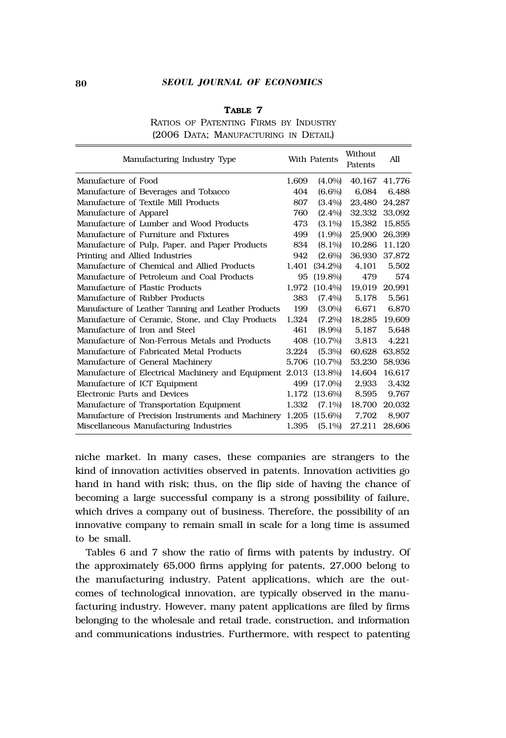**TABLE 7**

RATIOS OF PATENTING FIRMS BY INDUSTRY (2006 DATA; MANUFACTURING IN DETAIL)

| Manufacturing Industry Type | With Patents | | Without Patents | All |
|---|---|---|---|---|
| Manufacture of Food | 1,609 | (4.0%) | 40,167 | 41,776 |
| Manufacture of Beverages and Tobacco | 404 | (6.6%) | 6,084 | 6,488 |
| Manufacture of Textile Mill Products | 807 | (3.4%) | 23,480 | 24,287 |
| Manufacture of Apparel | 760 | (2.4%) | 32,332 | 33,092 |
| Manufacture of Lumber and Wood Products | 473 | (3.1%) | 15,382 | 15,855 |
| Manufacture of Furniture and Fixtures | 499 | (1.9%) | 25,900 | 26,399 |
| Manufacture of Pulp, Paper, and Paper Products | 834 | (8.1%) | 10,286 | 11,120 |
| Printing and Allied Industries | 942 | (2.6%) | 36,930 | 37,872 |
| Manufacture of Chemical and Allied Products | 1,401 | (34.2%) | 4,101 | 5,502 |
| Manufacture of Petroleum and Coal Products | 95 | (19.8%) | 479 | 574 |
| Manufacture of Plastic Products | 1,972 | (10.4%) | 19,019 | 20,991 |
| Manufacture of Rubber Products | 383 | (7.4%) | 5,178 | 5,561 |
| Manufacture of Leather Tanning and Leather Products | 199 | (3.0%) | 6,671 | 6,870 |
| Manufacture of Ceramic, Stone, and Clay Products | 1,324 | (7.2%) | 18,285 | 19,609 |
| Manufacture of Iron and Steel | 461 | (8.9%) | 5,187 | 5,648 |
| Manufacture of Non-Ferrous Metals and Products | 408 | (10.7%) | 3,813 | 4,221 |
| Manufacture of Fabricated Metal Products | 3,224 | (5.3%) | 60,628 | 63,852 |
| Manufacture of General Machinery | 5,706 | (10.7%) | 53,230 | 58,936 |
| Manufacture of Electrical Machinery and Equipment | 2,013 | (13.8%) | 14,604 | 16,617 |
| Manufacture of ICT Equipment | 499 | (17.0%) | 2,933 | 3,432 |
| Electronic Parts and Devices | 1,172 | (13.6%) | 8,595 | 9,767 |
| Manufacture of Transportation Equipment | 1,332 | (7.1%) | 18,700 | 20,032 |
| Manufacture of Precision Instruments and Machinery | 1,205 | (15.6%) | 7,702 | 8,907 |
| Miscellaneous Manufacturing Industries | 1,395 | (5.1%) | 27,211 | 28,606 |

niche market. In many cases, these companies are strangers to the kind of innovation activities observed in patents. Innovation activities go hand in hand with risk; thus, on the flip side of having the chance of becoming a large successful company is a strong possibility of failure, which drives a company out of business. Therefore, the possibility of an innovative company to remain small in scale for a long time is assumed to be small.

Tables 6 and 7 show the ratio of firms with patents by industry. Of the approximately 65,000 firms applying for patents, 27,000 belong to the manufacturing industry. Patent applications, which are the outcomes of technological innovation, are typically observed in the manufacturing industry. However, many patent applications are filed by firms belonging to the wholesale and retail trade, construction, and information and communications industries. Furthermore, with respect to patenting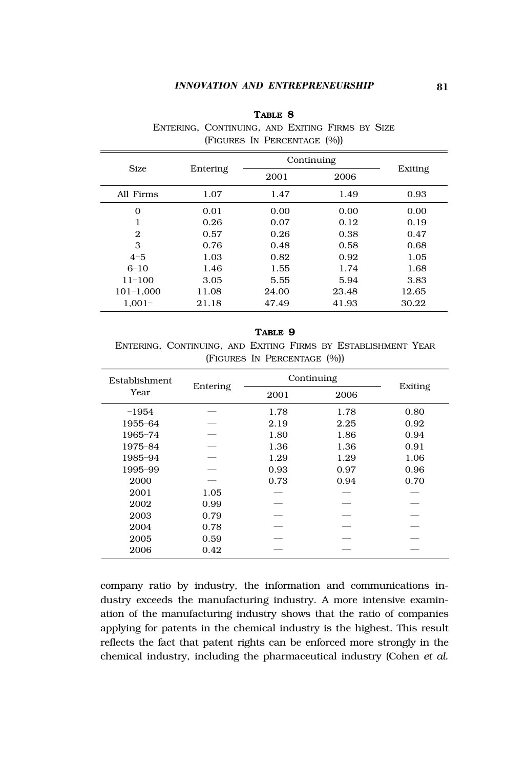**Table 8**

Entering, Continuing, and Exiting Firms by Size
(Figures in Percentage (%))

| Size | Entering | Continuing | | Exiting |
|---|---|---|---|---|
| | | 2001 | 2006 | |
| All Firms | 1.07 | 1.47 | 1.49 | 0.93 |
| 0 | 0.01 | 0.00 | 0.00 | 0.00 |
| 1 | 0.26 | 0.07 | 0.12 | 0.19 |
| 2 | 0.57 | 0.26 | 0.38 | 0.47 |
| 3 | 0.76 | 0.48 | 0.58 | 0.68 |
| 4–5 | 1.03 | 0.82 | 0.92 | 1.05 |
| 6–10 | 1.46 | 1.55 | 1.74 | 1.68 |
| 11–100 | 3.05 | 5.55 | 5.94 | 3.83 |
| 101–1,000 | 11.08 | 24.00 | 23.48 | 12.65 |
| 1,001– | 21.18 | 47.49 | 41.93 | 30.22 |

**Table 9**

Entering, Continuing, and Exiting Firms by Establishment Year
(Figures in Percentage (%))

| Establishment Year | Entering | Continuing | | Exiting |
|---|---|---|---|---|
| | | 2001 | 2006 | |
| –1954 | — | 1.78 | 1.78 | 0.80 |
| 1955–64 | — | 2.19 | 2.25 | 0.92 |
| 1965–74 | — | 1.80 | 1.86 | 0.94 |
| 1975–84 | — | 1.36 | 1.36 | 0.91 |
| 1985–94 | — | 1.29 | 1.29 | 1.06 |
| 1995–99 | — | 0.93 | 0.97 | 0.96 |
| 2000 | — | 0.73 | 0.94 | 0.70 |
| 2001 | 1.05 | — | — | — |
| 2002 | 0.99 | — | — | — |
| 2003 | 0.79 | — | — | — |
| 2004 | 0.78 | — | — | — |
| 2005 | 0.59 | — | — | — |
| 2006 | 0.42 | — | — | — |

company ratio by industry, the information and communications industry exceeds the manufacturing industry. A more intensive examination of the manufacturing industry shows that the ratio of companies applying for patents in the chemical industry is the highest. This result reflects the fact that patent rights can be enforced more strongly in the chemical industry, including the pharmaceutical industry (Cohen *et al.*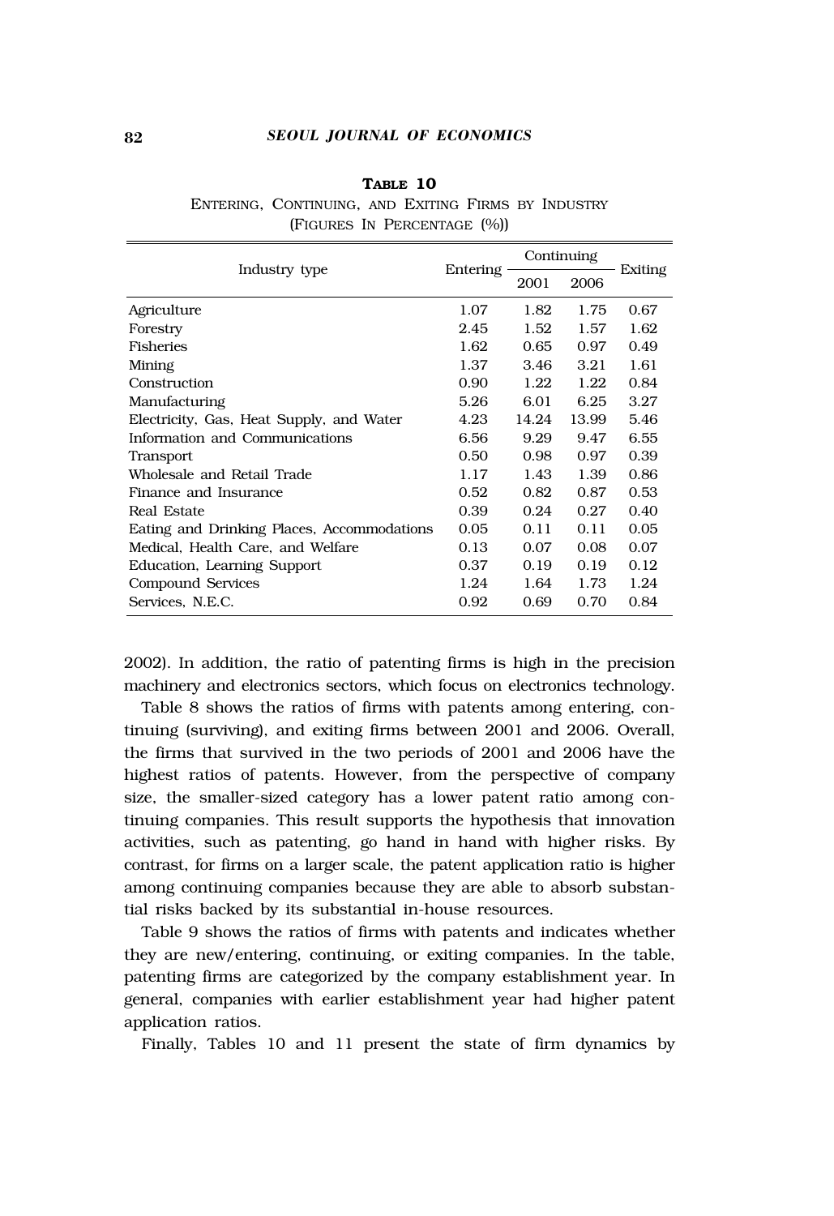**TABLE 10**

ENTERING, CONTINUING, AND EXITING FIRMS BY INDUSTRY (FIGURES IN PERCENTAGE (%))

| Industry type | Entering | Continuing | | Exiting |
|---|---|---|---|---|
| | | 2001 | 2006 | |
| Agriculture | 1.07 | 1.82 | 1.75 | 0.67 |
| Forestry | 2.45 | 1.52 | 1.57 | 1.62 |
| Fisheries | 1.62 | 0.65 | 0.97 | 0.49 |
| Mining | 1.37 | 3.46 | 3.21 | 1.61 |
| Construction | 0.90 | 1.22 | 1.22 | 0.84 |
| Manufacturing | 5.26 | 6.01 | 6.25 | 3.27 |
| Electricity, Gas, Heat Supply, and Water | 4.23 | 14.24 | 13.99 | 5.46 |
| Information and Communications | 6.56 | 9.29 | 9.47 | 6.55 |
| Transport | 0.50 | 0.98 | 0.97 | 0.39 |
| Wholesale and Retail Trade | 1.17 | 1.43 | 1.39 | 0.86 |
| Finance and Insurance | 0.52 | 0.82 | 0.87 | 0.53 |
| Real Estate | 0.39 | 0.24 | 0.27 | 0.40 |
| Eating and Drinking Places, Accommodations | 0.05 | 0.11 | 0.11 | 0.05 |
| Medical, Health Care, and Welfare | 0.13 | 0.07 | 0.08 | 0.07 |
| Education, Learning Support | 0.37 | 0.19 | 0.19 | 0.12 |
| Compound Services | 1.24 | 1.64 | 1.73 | 1.24 |
| Services, N.E.C. | 0.92 | 0.69 | 0.70 | 0.84 |

2002). In addition, the ratio of patenting firms is high in the precision machinery and electronics sectors, which focus on electronics technology.

Table 8 shows the ratios of firms with patents among entering, continuing (surviving), and exiting firms between 2001 and 2006. Overall, the firms that survived in the two periods of 2001 and 2006 have the highest ratios of patents. However, from the perspective of company size, the smaller-sized category has a lower patent ratio among continuing companies. This result supports the hypothesis that innovation activities, such as patenting, go hand in hand with higher risks. By contrast, for firms on a larger scale, the patent application ratio is higher among continuing companies because they are able to absorb substantial risks backed by its substantial in-house resources.

Table 9 shows the ratios of firms with patents and indicates whether they are new/entering, continuing, or exiting companies. In the table, patenting firms are categorized by the company establishment year. In general, companies with earlier establishment year had higher patent application ratios.

Finally, Tables 10 and 11 present the state of firm dynamics by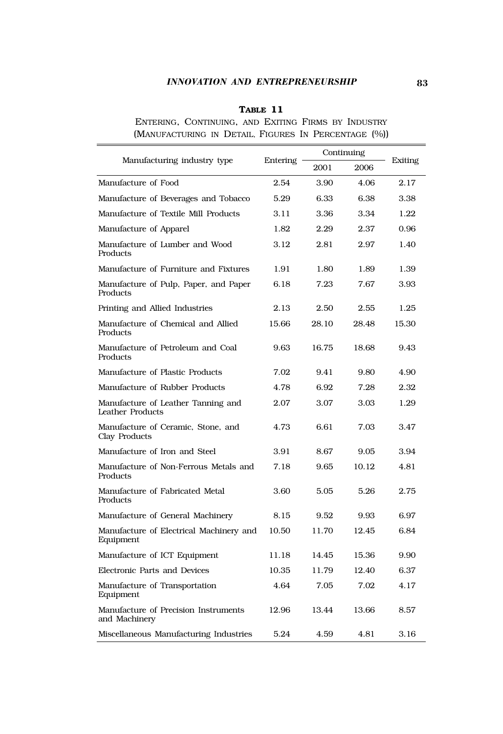**TABLE 11**

ENTERING, CONTINUING, AND EXITING FIRMS BY INDUSTRY (MANUFACTURING IN DETAIL, FIGURES IN PERCENTAGE (%))

| Manufacturing industry type | Entering | Continuing | | Exiting |
|---|---|---|---|---|
| | | 2001 | 2006 | |
| Manufacture of Food | 2.54 | 3.90 | 4.06 | 2.17 |
| Manufacture of Beverages and Tobacco | 5.29 | 6.33 | 6.38 | 3.38 |
| Manufacture of Textile Mill Products | 3.11 | 3.36 | 3.34 | 1.22 |
| Manufacture of Apparel | 1.82 | 2.29 | 2.37 | 0.96 |
| Manufacture of Lumber and Wood Products | 3.12 | 2.81 | 2.97 | 1.40 |
| Manufacture of Furniture and Fixtures | 1.91 | 1.80 | 1.89 | 1.39 |
| Manufacture of Pulp, Paper, and Paper Products | 6.18 | 7.23 | 7.67 | 3.93 |
| Printing and Allied Industries | 2.13 | 2.50 | 2.55 | 1.25 |
| Manufacture of Chemical and Allied Products | 15.66 | 28.10 | 28.48 | 15.30 |
| Manufacture of Petroleum and Coal Products | 9.63 | 16.75 | 18.68 | 9.43 |
| Manufacture of Plastic Products | 7.02 | 9.41 | 9.80 | 4.90 |
| Manufacture of Rubber Products | 4.78 | 6.92 | 7.28 | 2.32 |
| Manufacture of Leather Tanning and Leather Products | 2.07 | 3.07 | 3.03 | 1.29 |
| Manufacture of Ceramic, Stone, and Clay Products | 4.73 | 6.61 | 7.03 | 3.47 |
| Manufacture of Iron and Steel | 3.91 | 8.67 | 9.05 | 3.94 |
| Manufacture of Non-Ferrous Metals and Products | 7.18 | 9.65 | 10.12 | 4.81 |
| Manufacture of Fabricated Metal Products | 3.60 | 5.05 | 5.26 | 2.75 |
| Manufacture of General Machinery | 8.15 | 9.52 | 9.93 | 6.97 |
| Manufacture of Electrical Machinery and Equipment | 10.50 | 11.70 | 12.45 | 6.84 |
| Manufacture of ICT Equipment | 11.18 | 14.45 | 15.36 | 9.90 |
| Electronic Parts and Devices | 10.35 | 11.79 | 12.40 | 6.37 |
| Manufacture of Transportation Equipment | 4.64 | 7.05 | 7.02 | 4.17 |
| Manufacture of Precision Instruments and Machinery | 12.96 | 13.44 | 13.66 | 8.57 |
| Miscellaneous Manufacturing Industries | 5.24 | 4.59 | 4.81 | 3.16 |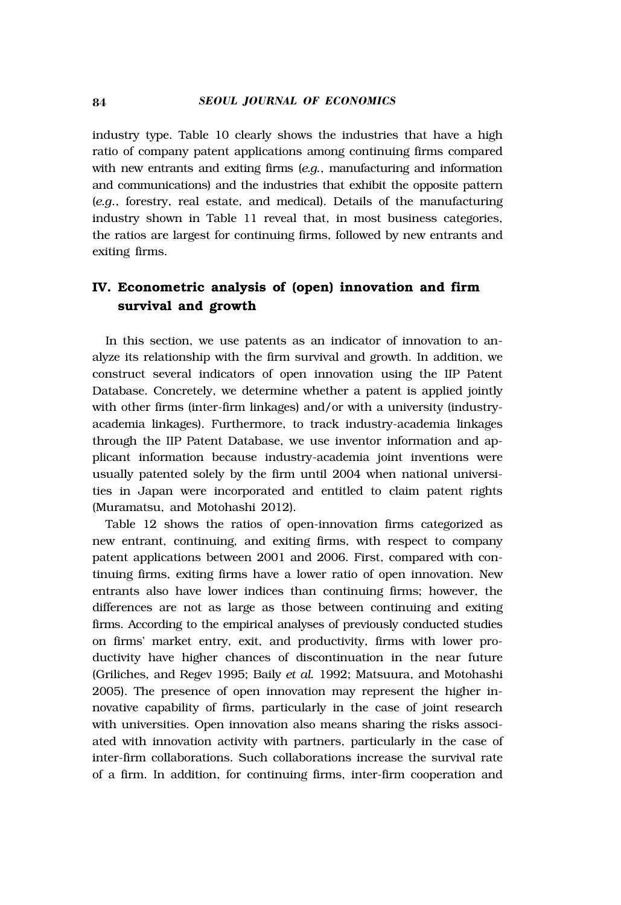industry type. Table 10 clearly shows the industries that have a high ratio of company patent applications among continuing firms compared with new entrants and exiting firms (*e.g.*, manufacturing and information and communications) and the industries that exhibit the opposite pattern (*e.g.*, forestry, real estate, and medical). Details of the manufacturing industry shown in Table 11 reveal that, in most business categories, the ratios are largest for continuing firms, followed by new entrants and exiting firms.

## IV. Econometric analysis of (open) innovation and firm survival and growth

In this section, we use patents as an indicator of innovation to analyze its relationship with the firm survival and growth. In addition, we construct several indicators of open innovation using the IIP Patent Database. Concretely, we determine whether a patent is applied jointly with other firms (inter-firm linkages) and/or with a university (industry-academia linkages). Furthermore, to track industry-academia linkages through the IIP Patent Database, we use inventor information and applicant information because industry-academia joint inventions were usually patented solely by the firm until 2004 when national universities in Japan were incorporated and entitled to claim patent rights (Muramatsu, and Motohashi 2012).

Table 12 shows the ratios of open-innovation firms categorized as new entrant, continuing, and exiting firms, with respect to company patent applications between 2001 and 2006. First, compared with continuing firms, exiting firms have a lower ratio of open innovation. New entrants also have lower indices than continuing firms; however, the differences are not as large as those between continuing and exiting firms. According to the empirical analyses of previously conducted studies on firms' market entry, exit, and productivity, firms with lower productivity have higher chances of discontinuation in the near future (Griliches, and Regev 1995; Baily *et al.* 1992; Matsuura, and Motohashi 2005). The presence of open innovation may represent the higher innovative capability of firms, particularly in the case of joint research with universities. Open innovation also means sharing the risks associated with innovation activity with partners, particularly in the case of inter-firm collaborations. Such collaborations increase the survival rate of a firm. In addition, for continuing firms, inter-firm cooperation and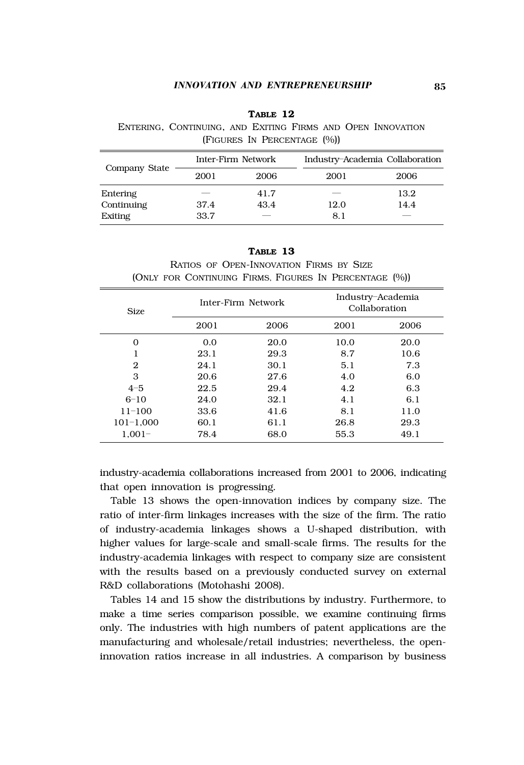**Table 12**

Entering, Continuing, and Exiting Firms and Open Innovation (Figures in Percentage (%))

| Company State | Inter-Firm Network | | Industry–Academia Collaboration | |
|---|---|---|---|---|
| | 2001 | 2006 | 2001 | 2006 |
| Entering | — | 41.7 | — | 13.2 |
| Continuing | 37.4 | 43.4 | 12.0 | 14.4 |
| Exiting | 33.7 | — | 8.1 | — |

**Table 13**

Ratios of Open-Innovation Firms by Size (Only for Continuing Firms, Figures in Percentage (%))

| Size | Inter-Firm Network | | Industry–Academia Collaboration | |
|---|---|---|---|---|
| | 2001 | 2006 | 2001 | 2006 |
| 0 | 0.0 | 20.0 | 10.0 | 20.0 |
| 1 | 23.1 | 29.3 | 8.7 | 10.6 |
| 2 | 24.1 | 30.1 | 5.1 | 7.3 |
| 3 | 20.6 | 27.6 | 4.0 | 6.0 |
| 4–5 | 22.5 | 29.4 | 4.2 | 6.3 |
| 6–10 | 24.0 | 32.1 | 4.1 | 6.1 |
| 11–100 | 33.6 | 41.6 | 8.1 | 11.0 |
| 101–1,000 | 60.1 | 61.1 | 26.8 | 29.3 |
| 1,001– | 78.4 | 68.0 | 55.3 | 49.1 |

industry-academia collaborations increased from 2001 to 2006, indicating that open innovation is progressing.

Table 13 shows the open-innovation indices by company size. The ratio of inter-firm linkages increases with the size of the firm. The ratio of industry-academia linkages shows a U-shaped distribution, with higher values for large-scale and small-scale firms. The results for the industry-academia linkages with respect to company size are consistent with the results based on a previously conducted survey on external R&D collaborations (Motohashi 2008).

Tables 14 and 15 show the distributions by industry. Furthermore, to make a time series comparison possible, we examine continuing firms only. The industries with high numbers of patent applications are the manufacturing and wholesale/retail industries; nevertheless, the open-innovation ratios increase in all industries. A comparison by business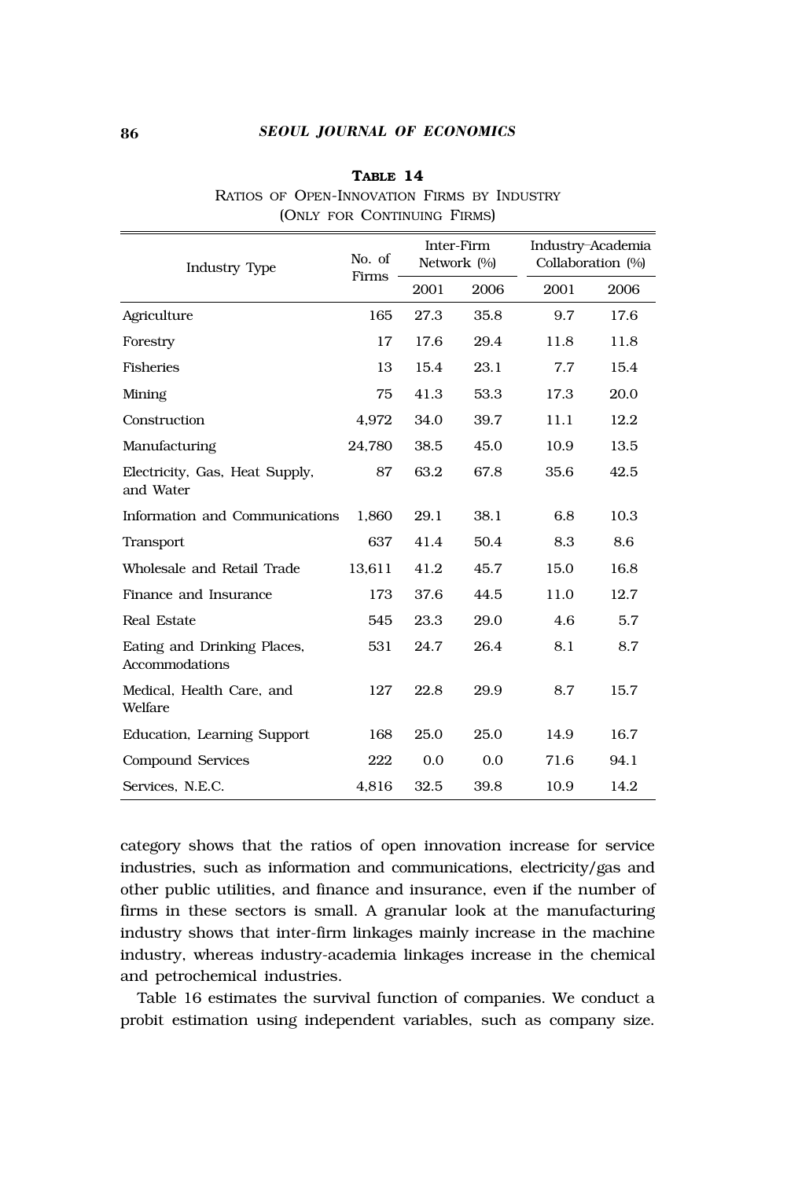**TABLE 14**

RATIOS OF OPEN-INNOVATION FIRMS BY INDUSTRY (ONLY FOR CONTINUING FIRMS)

| Industry Type | No. of Firms | Inter-Firm Network (%) | | Industry–Academia Collaboration (%) | |
|---|---|---|---|---|---|
| | | 2001 | 2006 | 2001 | 2006 |
| Agriculture | 165 | 27.3 | 35.8 | 9.7 | 17.6 |
| Forestry | 17 | 17.6 | 29.4 | 11.8 | 11.8 |
| Fisheries | 13 | 15.4 | 23.1 | 7.7 | 15.4 |
| Mining | 75 | 41.3 | 53.3 | 17.3 | 20.0 |
| Construction | 4,972 | 34.0 | 39.7 | 11.1 | 12.2 |
| Manufacturing | 24,780 | 38.5 | 45.0 | 10.9 | 13.5 |
| Electricity, Gas, Heat Supply, and Water | 87 | 63.2 | 67.8 | 35.6 | 42.5 |
| Information and Communications | 1,860 | 29.1 | 38.1 | 6.8 | 10.3 |
| Transport | 637 | 41.4 | 50.4 | 8.3 | 8.6 |
| Wholesale and Retail Trade | 13,611 | 41.2 | 45.7 | 15.0 | 16.8 |
| Finance and Insurance | 173 | 37.6 | 44.5 | 11.0 | 12.7 |
| Real Estate | 545 | 23.3 | 29.0 | 4.6 | 5.7 |
| Eating and Drinking Places, Accommodations | 531 | 24.7 | 26.4 | 8.1 | 8.7 |
| Medical, Health Care, and Welfare | 127 | 22.8 | 29.9 | 8.7 | 15.7 |
| Education, Learning Support | 168 | 25.0 | 25.0 | 14.9 | 16.7 |
| Compound Services | 222 | 0.0 | 0.0 | 71.6 | 94.1 |
| Services, N.E.C. | 4,816 | 32.5 | 39.8 | 10.9 | 14.2 |

category shows that the ratios of open innovation increase for service industries, such as information and communications, electricity/gas and other public utilities, and finance and insurance, even if the number of firms in these sectors is small. A granular look at the manufacturing industry shows that inter-firm linkages mainly increase in the machine industry, whereas industry-academia linkages increase in the chemical and petrochemical industries.

Table 16 estimates the survival function of companies. We conduct a probit estimation using independent variables, such as company size.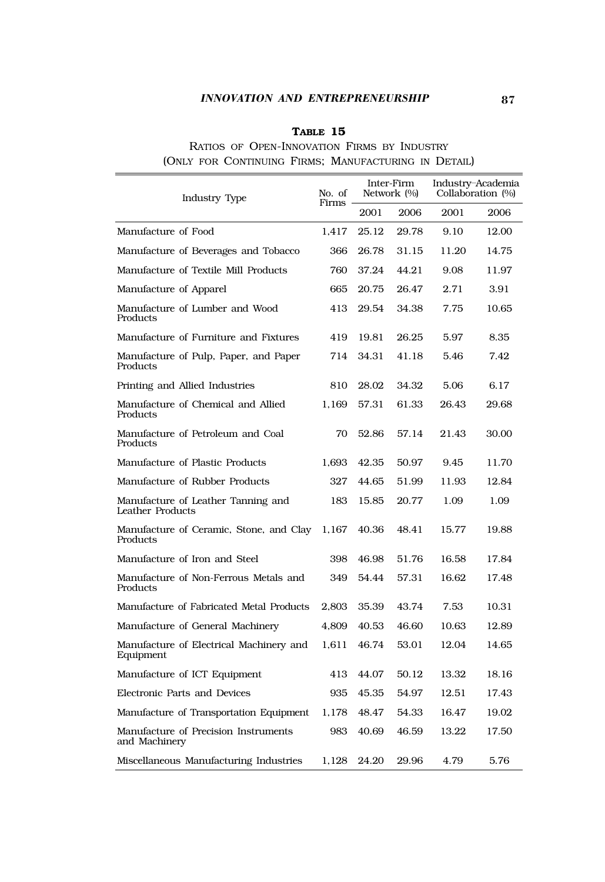**Table 15**

Ratios of Open-Innovation Firms by Industry
(Only for Continuing Firms; Manufacturing in Detail)

| Industry Type | No. of Firms | Inter-Firm Network (%) | | Industry–Academia Collaboration (%) | |
|---|---|---|---|---|---|
| | | 2001 | 2006 | 2001 | 2006 |
| Manufacture of Food | 1,417 | 25.12 | 29.78 | 9.10 | 12.00 |
| Manufacture of Beverages and Tobacco | 366 | 26.78 | 31.15 | 11.20 | 14.75 |
| Manufacture of Textile Mill Products | 760 | 37.24 | 44.21 | 9.08 | 11.97 |
| Manufacture of Apparel | 665 | 20.75 | 26.47 | 2.71 | 3.91 |
| Manufacture of Lumber and Wood Products | 413 | 29.54 | 34.38 | 7.75 | 10.65 |
| Manufacture of Furniture and Fixtures | 419 | 19.81 | 26.25 | 5.97 | 8.35 |
| Manufacture of Pulp, Paper, and Paper Products | 714 | 34.31 | 41.18 | 5.46 | 7.42 |
| Printing and Allied Industries | 810 | 28.02 | 34.32 | 5.06 | 6.17 |
| Manufacture of Chemical and Allied Products | 1,169 | 57.31 | 61.33 | 26.43 | 29.68 |
| Manufacture of Petroleum and Coal Products | 70 | 52.86 | 57.14 | 21.43 | 30.00 |
| Manufacture of Plastic Products | 1,693 | 42.35 | 50.97 | 9.45 | 11.70 |
| Manufacture of Rubber Products | 327 | 44.65 | 51.99 | 11.93 | 12.84 |
| Manufacture of Leather Tanning and Leather Products | 183 | 15.85 | 20.77 | 1.09 | 1.09 |
| Manufacture of Ceramic, Stone, and Clay Products | 1,167 | 40.36 | 48.41 | 15.77 | 19.88 |
| Manufacture of Iron and Steel | 398 | 46.98 | 51.76 | 16.58 | 17.84 |
| Manufacture of Non-Ferrous Metals and Products | 349 | 54.44 | 57.31 | 16.62 | 17.48 |
| Manufacture of Fabricated Metal Products | 2,803 | 35.39 | 43.74 | 7.53 | 10.31 |
| Manufacture of General Machinery | 4,809 | 40.53 | 46.60 | 10.63 | 12.89 |
| Manufacture of Electrical Machinery and Equipment | 1,611 | 46.74 | 53.01 | 12.04 | 14.65 |
| Manufacture of ICT Equipment | 413 | 44.07 | 50.12 | 13.32 | 18.16 |
| Electronic Parts and Devices | 935 | 45.35 | 54.97 | 12.51 | 17.43 |
| Manufacture of Transportation Equipment | 1,178 | 48.47 | 54.33 | 16.47 | 19.02 |
| Manufacture of Precision Instruments and Machinery | 983 | 40.69 | 46.59 | 13.22 | 17.50 |
| Miscellaneous Manufacturing Industries | 1,128 | 24.20 | 29.96 | 4.79 | 5.76 |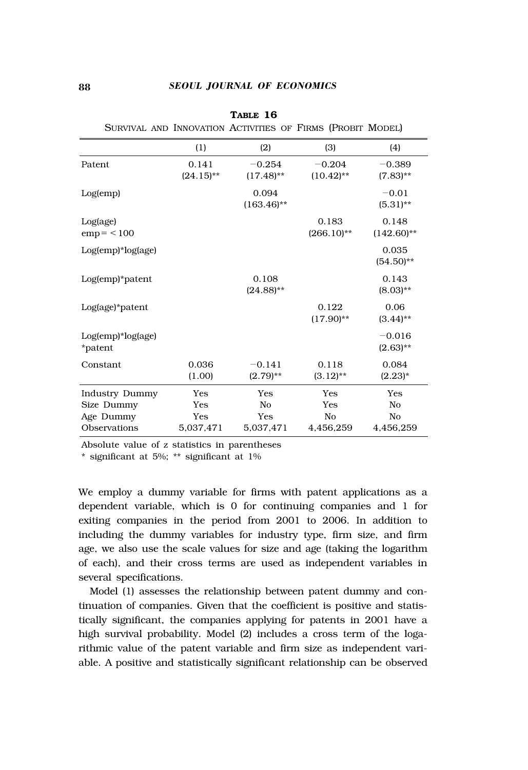**TABLE 16**

SURVIVAL AND INNOVATION ACTIVITIES OF FIRMS (PROBIT MODEL)

| | (1) | (2) | (3) | (4) |
|---|---|---|---|---|
| Patent | 0.141 | −0.254 | −0.204 | −0.389 |
| | (24.15)** | (17.48)** | (10.42)** | (7.83)** |
| Log(emp) | | 0.094 | | −0.01 |
| | | (163.46)** | | (5.31)** |
| Log(age) emp= < 100 | | | 0.183 | 0.148 |
| | | | (266.10)** | (142.60)** |
| Log(emp)*log(age) | | | | 0.035 |
| | | | | (54.50)** |
| Log(emp)*patent | | 0.108 | | 0.143 |
| | | (24.88)** | | (8.03)** |
| Log(age)*patent | | | 0.122 | 0.06 |
| | | | (17.90)** | (3.44)** |
| Log(emp)*log(age) *patent | | | | −0.016 |
| | | | | (2.63)** |
| Constant | 0.036 | −0.141 | 0.118 | 0.084 |
| | (1.00) | (2.79)** | (3.12)** | (2.23)* |
| Industry Dummy | Yes | Yes | Yes | Yes |
| Size Dummy | Yes | No | Yes | No |
| Age Dummy | Yes | Yes | No | No |
| Observations | 5,037,471 | 5,037,471 | 4,456,259 | 4,456,259 |

Absolute value of z statistics in parentheses
* significant at 5%; ** significant at 1%

We employ a dummy variable for firms with patent applications as a dependent variable, which is 0 for continuing companies and 1 for exiting companies in the period from 2001 to 2006. In addition to including the dummy variables for industry type, firm size, and firm age, we also use the scale values for size and age (taking the logarithm of each), and their cross terms are used as independent variables in several specifications.

Model (1) assesses the relationship between patent dummy and continuation of companies. Given that the coefficient is positive and statistically significant, the companies applying for patents in 2001 have a high survival probability. Model (2) includes a cross term of the logarithmic value of the patent variable and firm size as independent variable. A positive and statistically significant relationship can be observed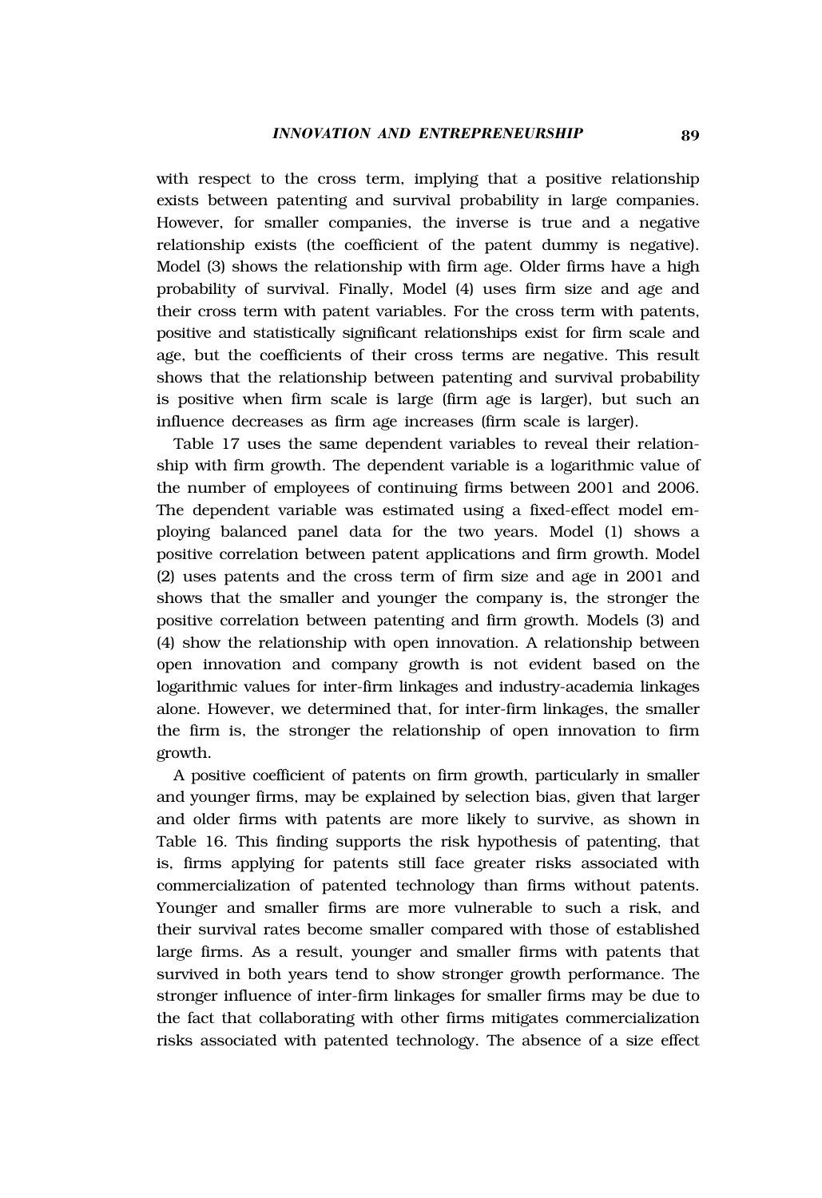with respect to the cross term, implying that a positive relationship exists between patenting and survival probability in large companies. However, for smaller companies, the inverse is true and a negative relationship exists (the coefficient of the patent dummy is negative). Model (3) shows the relationship with firm age. Older firms have a high probability of survival. Finally, Model (4) uses firm size and age and their cross term with patent variables. For the cross term with patents, positive and statistically significant relationships exist for firm scale and age, but the coefficients of their cross terms are negative. This result shows that the relationship between patenting and survival probability is positive when firm scale is large (firm age is larger), but such an influence decreases as firm age increases (firm scale is larger).

Table 17 uses the same dependent variables to reveal their relationship with firm growth. The dependent variable is a logarithmic value of the number of employees of continuing firms between 2001 and 2006. The dependent variable was estimated using a fixed-effect model employing balanced panel data for the two years. Model (1) shows a positive correlation between patent applications and firm growth. Model (2) uses patents and the cross term of firm size and age in 2001 and shows that the smaller and younger the company is, the stronger the positive correlation between patenting and firm growth. Models (3) and (4) show the relationship with open innovation. A relationship between open innovation and company growth is not evident based on the logarithmic values for inter-firm linkages and industry-academia linkages alone. However, we determined that, for inter-firm linkages, the smaller the firm is, the stronger the relationship of open innovation to firm growth.

A positive coefficient of patents on firm growth, particularly in smaller and younger firms, may be explained by selection bias, given that larger and older firms with patents are more likely to survive, as shown in Table 16. This finding supports the risk hypothesis of patenting, that is, firms applying for patents still face greater risks associated with commercialization of patented technology than firms without patents. Younger and smaller firms are more vulnerable to such a risk, and their survival rates become smaller compared with those of established large firms. As a result, younger and smaller firms with patents that survived in both years tend to show stronger growth performance. The stronger influence of inter-firm linkages for smaller firms may be due to the fact that collaborating with other firms mitigates commercialization risks associated with patented technology. The absence of a size effect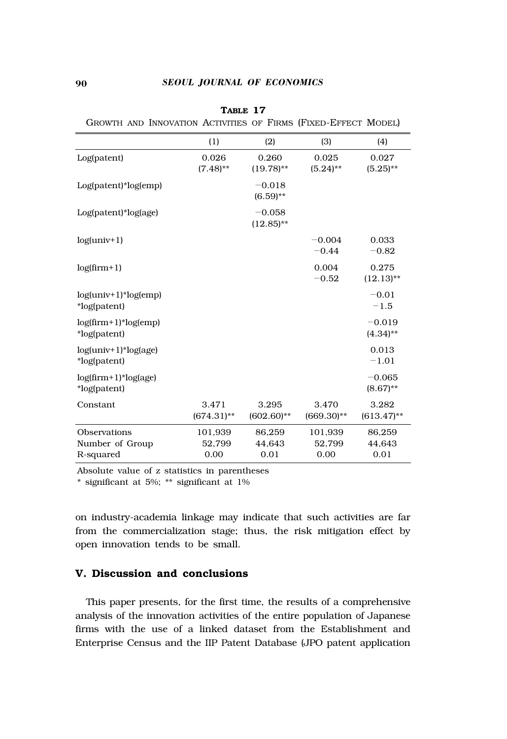**TABLE 17**

GROWTH AND INNOVATION ACTIVITIES OF FIRMS (FIXED-EFFECT MODEL)

| | (1) | (2) | (3) | (4) |
|---|---|---|---|---|
| Log(patent) | 0.026<br>(7.48)** | 0.260<br>(19.78)** | 0.025<br>(5.24)** | 0.027<br>(5.25)** |
| Log(patent)*log(emp) | | −0.018<br>(6.59)** | | |
| Log(patent)*log(age) | | −0.058<br>(12.85)** | | |
| log(univ+1) | | | −0.004<br>−0.44 | 0.033<br>−0.82 |
| log(firm+1) | | | 0.004<br>−0.52 | 0.275<br>(12.13)** |
| log(univ+1)*log(emp)*log(patent) | | | | −0.01<br>−1.5 |
| log(firm+1)*log(emp)*log(patent) | | | | −0.019<br>(4.34)** |
| log(univ+1)*log(age)*log(patent) | | | | 0.013<br>−1.01 |
| log(firm+1)*log(age)*log(patent) | | | | −0.065<br>(8.67)** |
| Constant | 3.471<br>(674.31)** | 3.295<br>(602.60)** | 3.470<br>(669.30)** | 3.282<br>(613.47)** |
| Observations | 101,939 | 86,259 | 101,939 | 86,259 |
| Number of Group | 52,799 | 44,643 | 52,799 | 44,643 |
| R-squared | 0.00 | 0.01 | 0.00 | 0.01 |

Absolute value of z statistics in parentheses

* significant at 5%; ** significant at 1%

on industry-academia linkage may indicate that such activities are far from the commercialization stage; thus, the risk mitigation effect by open innovation tends to be small.

## V. Discussion and conclusions

This paper presents, for the first time, the results of a comprehensive analysis of the innovation activities of the entire population of Japanese firms with the use of a linked dataset from the Establishment and Enterprise Census and the IIP Patent Database (JPO patent application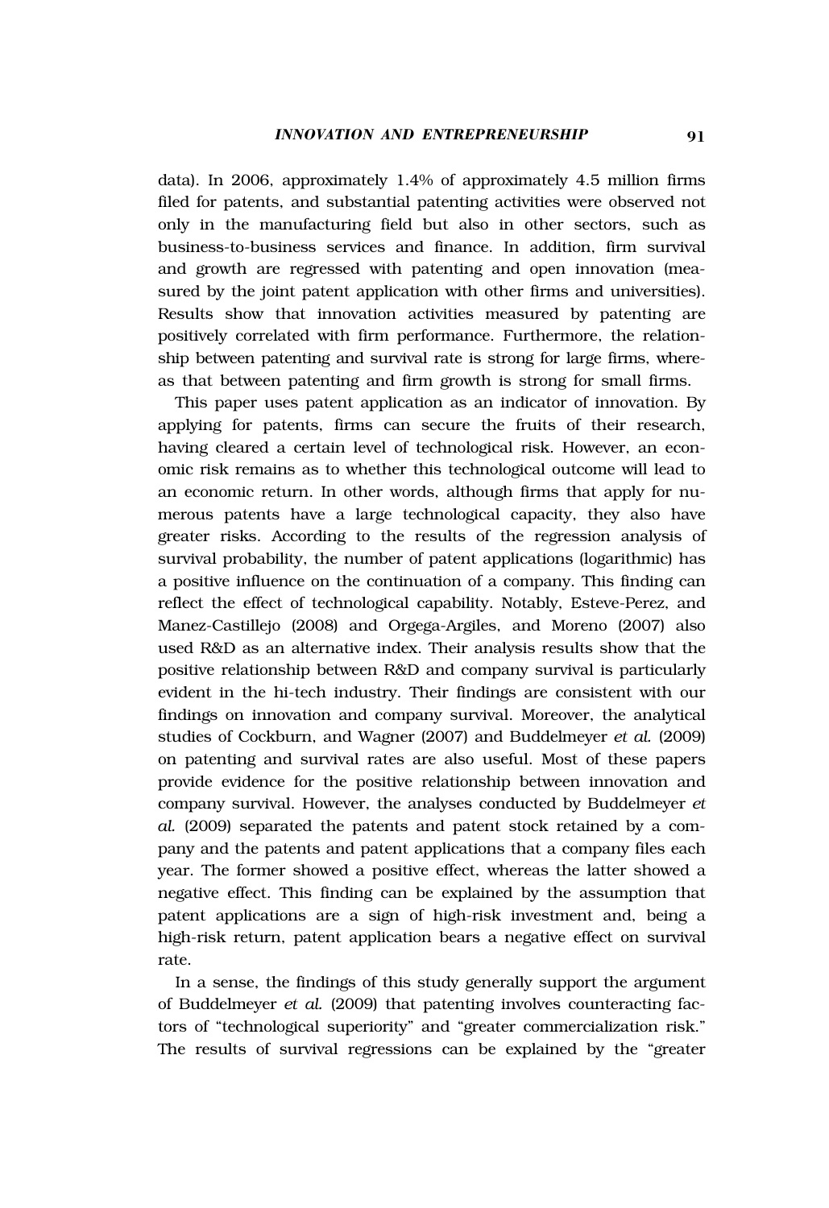data). In 2006, approximately 1.4% of approximately 4.5 million firms filed for patents, and substantial patenting activities were observed not only in the manufacturing field but also in other sectors, such as business-to-business services and finance. In addition, firm survival and growth are regressed with patenting and open innovation (measured by the joint patent application with other firms and universities). Results show that innovation activities measured by patenting are positively correlated with firm performance. Furthermore, the relationship between patenting and survival rate is strong for large firms, whereas that between patenting and firm growth is strong for small firms.

This paper uses patent application as an indicator of innovation. By applying for patents, firms can secure the fruits of their research, having cleared a certain level of technological risk. However, an economic risk remains as to whether this technological outcome will lead to an economic return. In other words, although firms that apply for numerous patents have a large technological capacity, they also have greater risks. According to the results of the regression analysis of survival probability, the number of patent applications (logarithmic) has a positive influence on the continuation of a company. This finding can reflect the effect of technological capability. Notably, Esteve-Perez, and Manez-Castillejo (2008) and Orgega-Argiles, and Moreno (2007) also used R&D as an alternative index. Their analysis results show that the positive relationship between R&D and company survival is particularly evident in the hi-tech industry. Their findings are consistent with our findings on innovation and company survival. Moreover, the analytical studies of Cockburn, and Wagner (2007) and Buddelmeyer *et al.* (2009) on patenting and survival rates are also useful. Most of these papers provide evidence for the positive relationship between innovation and company survival. However, the analyses conducted by Buddelmeyer *et al.* (2009) separated the patents and patent stock retained by a company and the patents and patent applications that a company files each year. The former showed a positive effect, whereas the latter showed a negative effect. This finding can be explained by the assumption that patent applications are a sign of high-risk investment and, being a high-risk return, patent application bears a negative effect on survival rate.

In a sense, the findings of this study generally support the argument of Buddelmeyer *et al.* (2009) that patenting involves counteracting factors of "technological superiority" and "greater commercialization risk." The results of survival regressions can be explained by the "greater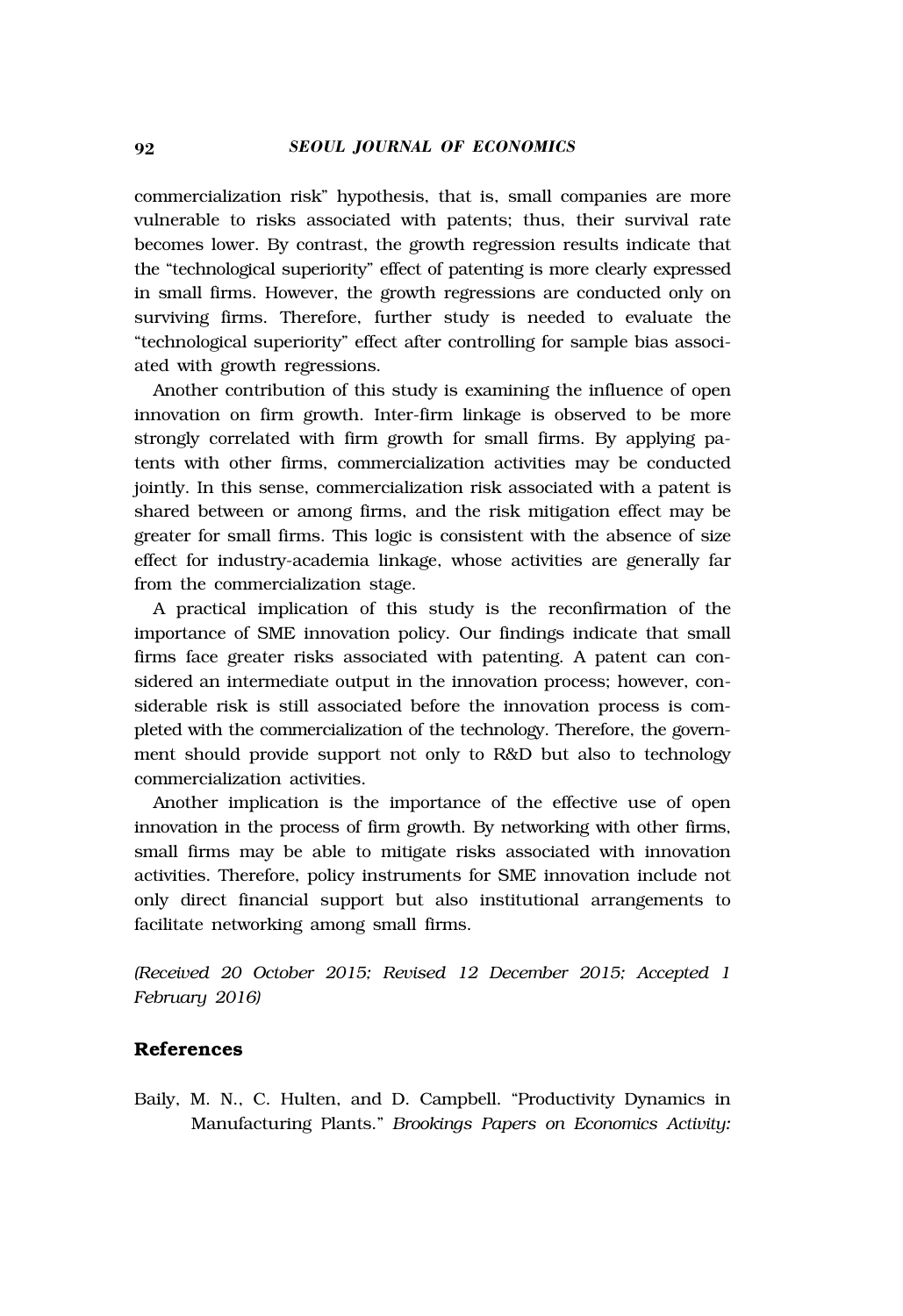commercialization risk" hypothesis, that is, small companies are more vulnerable to risks associated with patents; thus, their survival rate becomes lower. By contrast, the growth regression results indicate that the "technological superiority" effect of patenting is more clearly expressed in small firms. However, the growth regressions are conducted only on surviving firms. Therefore, further study is needed to evaluate the "technological superiority" effect after controlling for sample bias associated with growth regressions.

Another contribution of this study is examining the influence of open innovation on firm growth. Inter-firm linkage is observed to be more strongly correlated with firm growth for small firms. By applying patents with other firms, commercialization activities may be conducted jointly. In this sense, commercialization risk associated with a patent is shared between or among firms, and the risk mitigation effect may be greater for small firms. This logic is consistent with the absence of size effect for industry-academia linkage, whose activities are generally far from the commercialization stage.

A practical implication of this study is the reconfirmation of the importance of SME innovation policy. Our findings indicate that small firms face greater risks associated with patenting. A patent can considered an intermediate output in the innovation process; however, considerable risk is still associated before the innovation process is completed with the commercialization of the technology. Therefore, the government should provide support not only to R&D but also to technology commercialization activities.

Another implication is the importance of the effective use of open innovation in the process of firm growth. By networking with other firms, small firms may be able to mitigate risks associated with innovation activities. Therefore, policy instruments for SME innovation include not only direct financial support but also institutional arrangements to facilitate networking among small firms.

*(Received 20 October 2015; Revised 12 December 2015; Accepted 1 February 2016)*

## References

Baily, M. N., C. Hulten, and D. Campbell. "Productivity Dynamics in Manufacturing Plants." *Brookings Papers on Economics Activity:*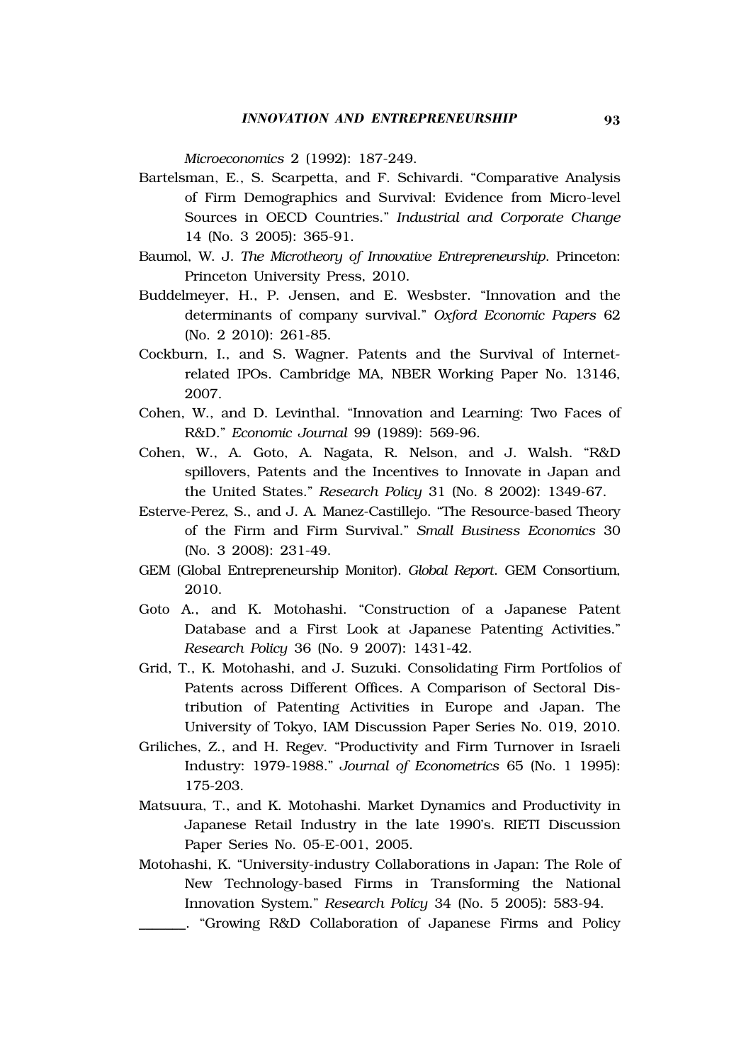*Microeconomics* 2 (1992): 187-249.

Bartelsman, E., S. Scarpetta, and F. Schivardi. “Comparative Analysis of Firm Demographics and Survival: Evidence from Micro-level Sources in OECD Countries.” *Industrial and Corporate Change* 14 (No. 3 2005): 365-91.

Baumol, W. J. *The Microtheory of Innovative Entrepreneurship*. Princeton: Princeton University Press, 2010.

Buddelmeyer, H., P. Jensen, and E. Wesbster. “Innovation and the determinants of company survival.” *Oxford Economic Papers* 62 (No. 2 2010): 261-85.

Cockburn, I., and S. Wagner. Patents and the Survival of Internet-related IPOs. Cambridge MA, NBER Working Paper No. 13146, 2007.

Cohen, W., and D. Levinthal. “Innovation and Learning: Two Faces of R&D.” *Economic Journal* 99 (1989): 569-96.

Cohen, W., A. Goto, A. Nagata, R. Nelson, and J. Walsh. “R&D spillovers, Patents and the Incentives to Innovate in Japan and the United States.” *Research Policy* 31 (No. 8 2002): 1349-67.

Esterve-Perez, S., and J. A. Manez-Castillejo. “The Resource-based Theory of the Firm and Firm Survival.” *Small Business Economics* 30 (No. 3 2008): 231-49.

GEM (Global Entrepreneurship Monitor). *Global Report*. GEM Consortium, 2010.

Goto A., and K. Motohashi. “Construction of a Japanese Patent Database and a First Look at Japanese Patenting Activities.” *Research Policy* 36 (No. 9 2007): 1431-42.

Grid, T., K. Motohashi, and J. Suzuki. Consolidating Firm Portfolios of Patents across Different Offices. A Comparison of Sectoral Distribution of Patenting Activities in Europe and Japan. The University of Tokyo, IAM Discussion Paper Series No. 019, 2010.

Griliches, Z., and H. Regev. “Productivity and Firm Turnover in Israeli Industry: 1979-1988.” *Journal of Econometrics* 65 (No. 1 1995): 175-203.

Matsuura, T., and K. Motohashi. Market Dynamics and Productivity in Japanese Retail Industry in the late 1990's. RIETI Discussion Paper Series No. 05-E-001, 2005.

Motohashi, K. “University-industry Collaborations in Japan: The Role of New Technology-based Firms in Transforming the National Innovation System.” *Research Policy* 34 (No. 5 2005): 583-94.

\_\_\_\_\_\_. “Growing R&D Collaboration of Japanese Firms and Policy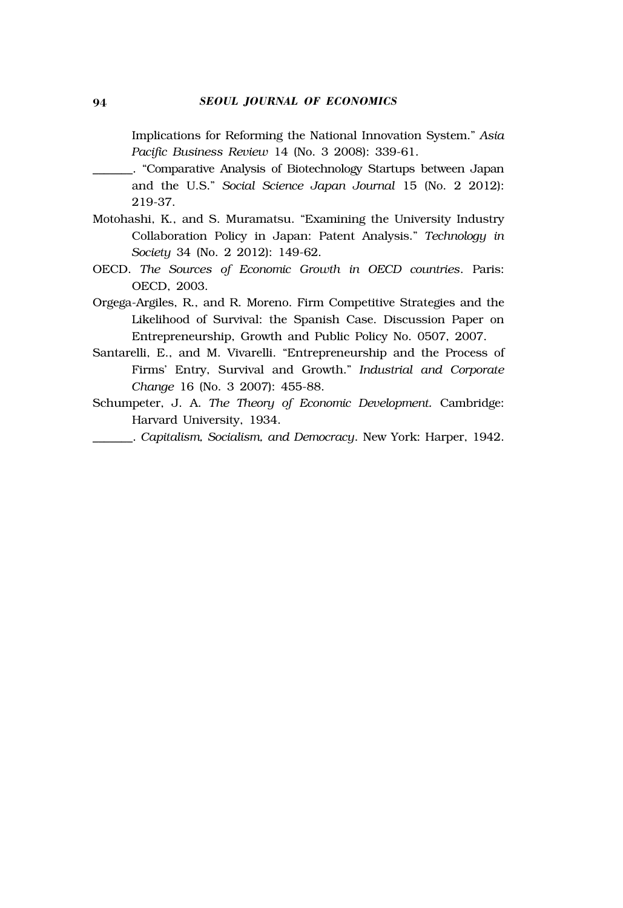Implications for Reforming the National Innovation System." *Asia Pacific Business Review* 14 (No. 3 2008): 339-61.

______. "Comparative Analysis of Biotechnology Startups between Japan and the U.S." *Social Science Japan Journal* 15 (No. 2 2012): 219-37.

Motohashi, K., and S. Muramatsu. "Examining the University Industry Collaboration Policy in Japan: Patent Analysis." *Technology in Society* 34 (No. 2 2012): 149-62.

OECD. *The Sources of Economic Growth in OECD countries*. Paris: OECD, 2003.

Orgega-Argiles, R., and R. Moreno. Firm Competitive Strategies and the Likelihood of Survival: the Spanish Case. Discussion Paper on Entrepreneurship, Growth and Public Policy No. 0507, 2007.

Santarelli, E., and M. Vivarelli. "Entrepreneurship and the Process of Firms' Entry, Survival and Growth." *Industrial and Corporate Change* 16 (No. 3 2007): 455-88.

Schumpeter, J. A. *The Theory of Economic Development.* Cambridge: Harvard University, 1934.

______. *Capitalism, Socialism, and Democracy*. New York: Harper, 1942.